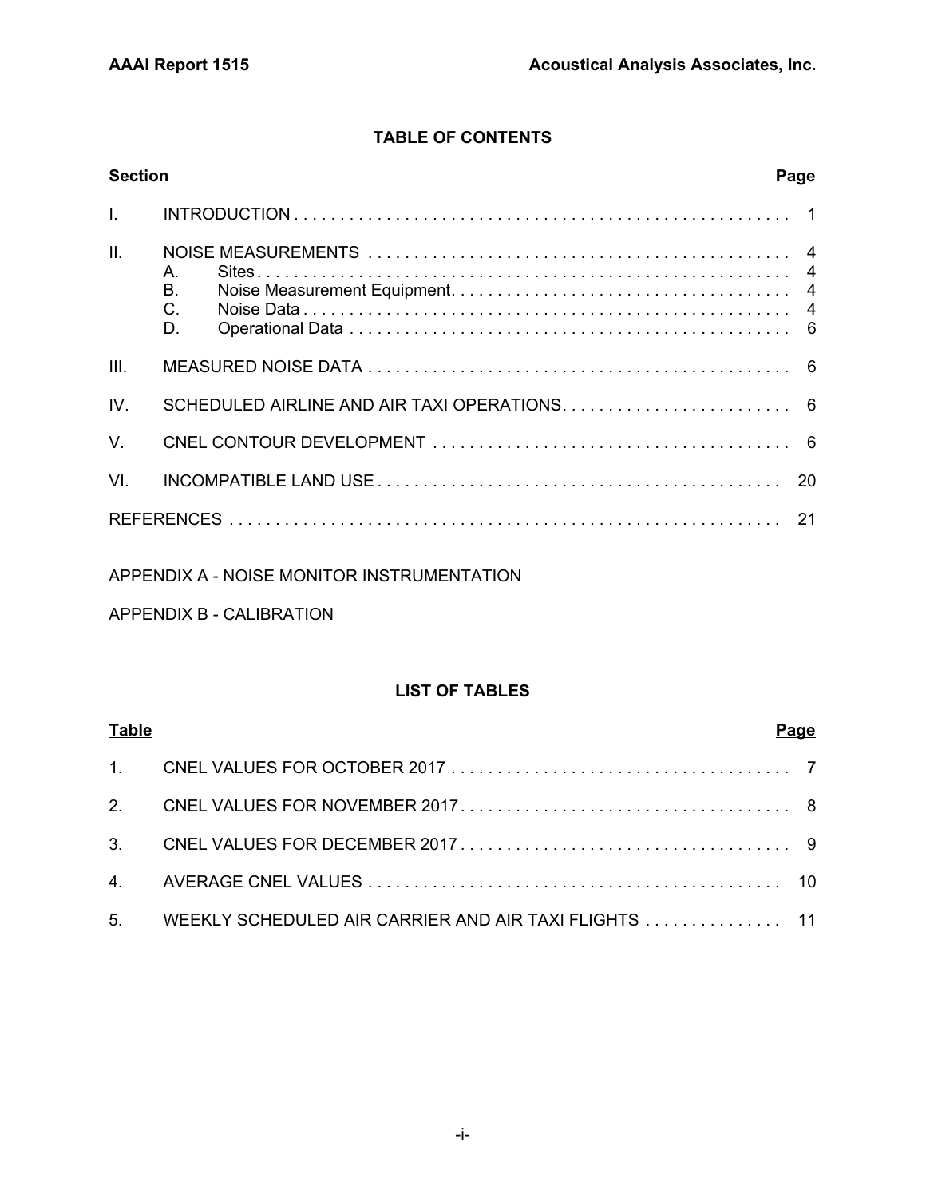## TABLE OF CONTENTS

| Section | | Page |
|---|---|---|
| I. | INTRODUCTION | 1 |
| II. | NOISE MEASUREMENTS | 4 |
| | A. Sites | 4 |
| | B. Noise Measurement Equipment | 4 |
| | C. Noise Data | 4 |
| | D. Operational Data | 6 |
| III. | MEASURED NOISE DATA | 6 |
| IV. | SCHEDULED AIRLINE AND AIR TAXI OPERATIONS | 6 |
| V. | CNEL CONTOUR DEVELOPMENT | 6 |
| VI. | INCOMPATIBLE LAND USE | 20 |
| | REFERENCES | 21 |

APPENDIX A - NOISE MONITOR INSTRUMENTATION

APPENDIX B - CALIBRATION

## LIST OF TABLES

| Table | | Page |
|---|---|---|
| 1. | CNEL VALUES FOR OCTOBER 2017 | 7 |
| 2. | CNEL VALUES FOR NOVEMBER 2017 | 8 |
| 3. | CNEL VALUES FOR DECEMBER 2017 | 9 |
| 4. | AVERAGE CNEL VALUES | 10 |
| 5. | WEEKLY SCHEDULED AIR CARRIER AND AIR TAXI FLIGHTS | 11 |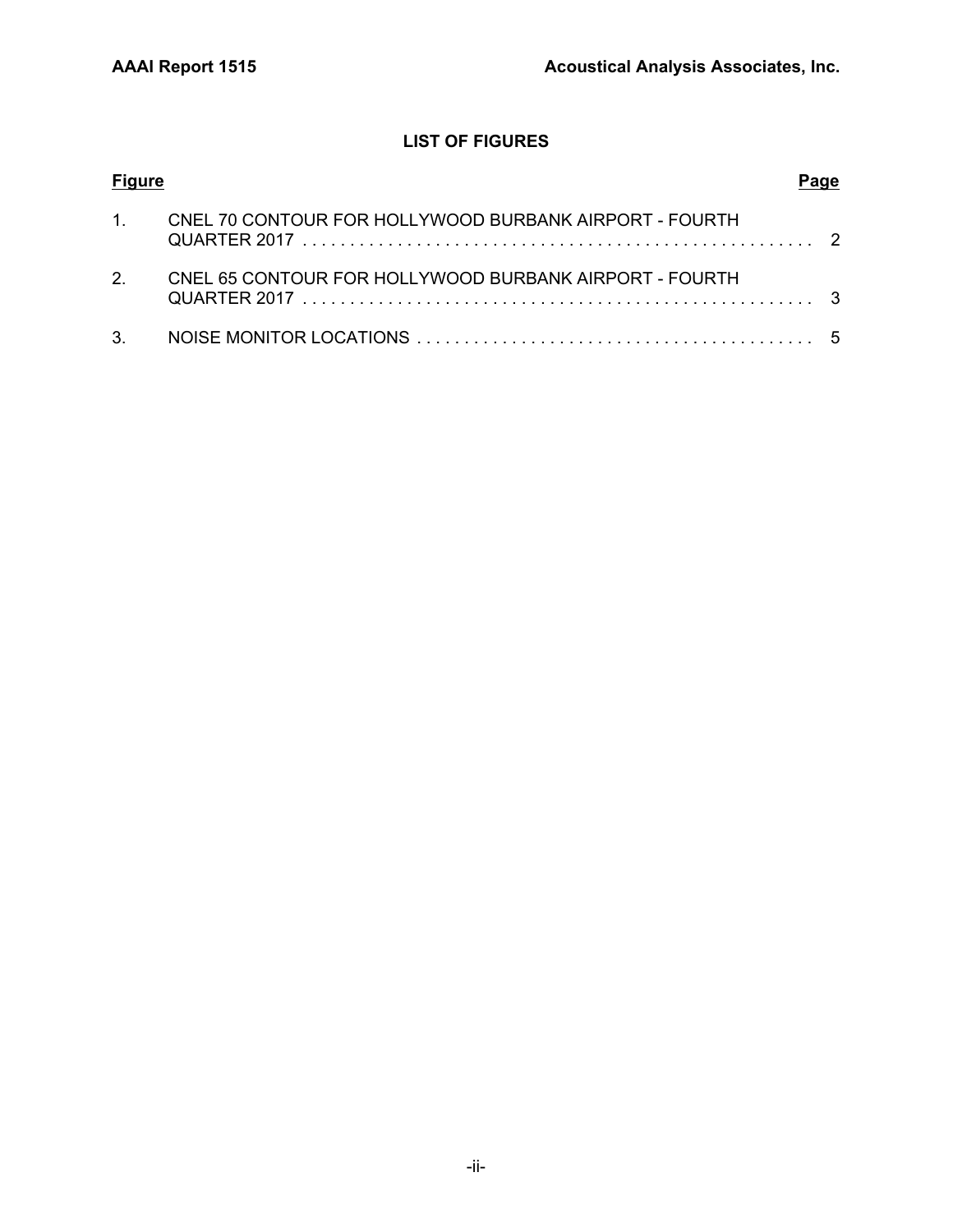## LIST OF FIGURES

| Figure | | Page |
|---|---|---|
| 1. | CNEL 70 CONTOUR FOR HOLLYWOOD BURBANK AIRPORT - FOURTH QUARTER 2017 | 2 |
| 2. | CNEL 65 CONTOUR FOR HOLLYWOOD BURBANK AIRPORT - FOURTH QUARTER 2017 | 3 |
| 3. | NOISE MONITOR LOCATIONS | 5 |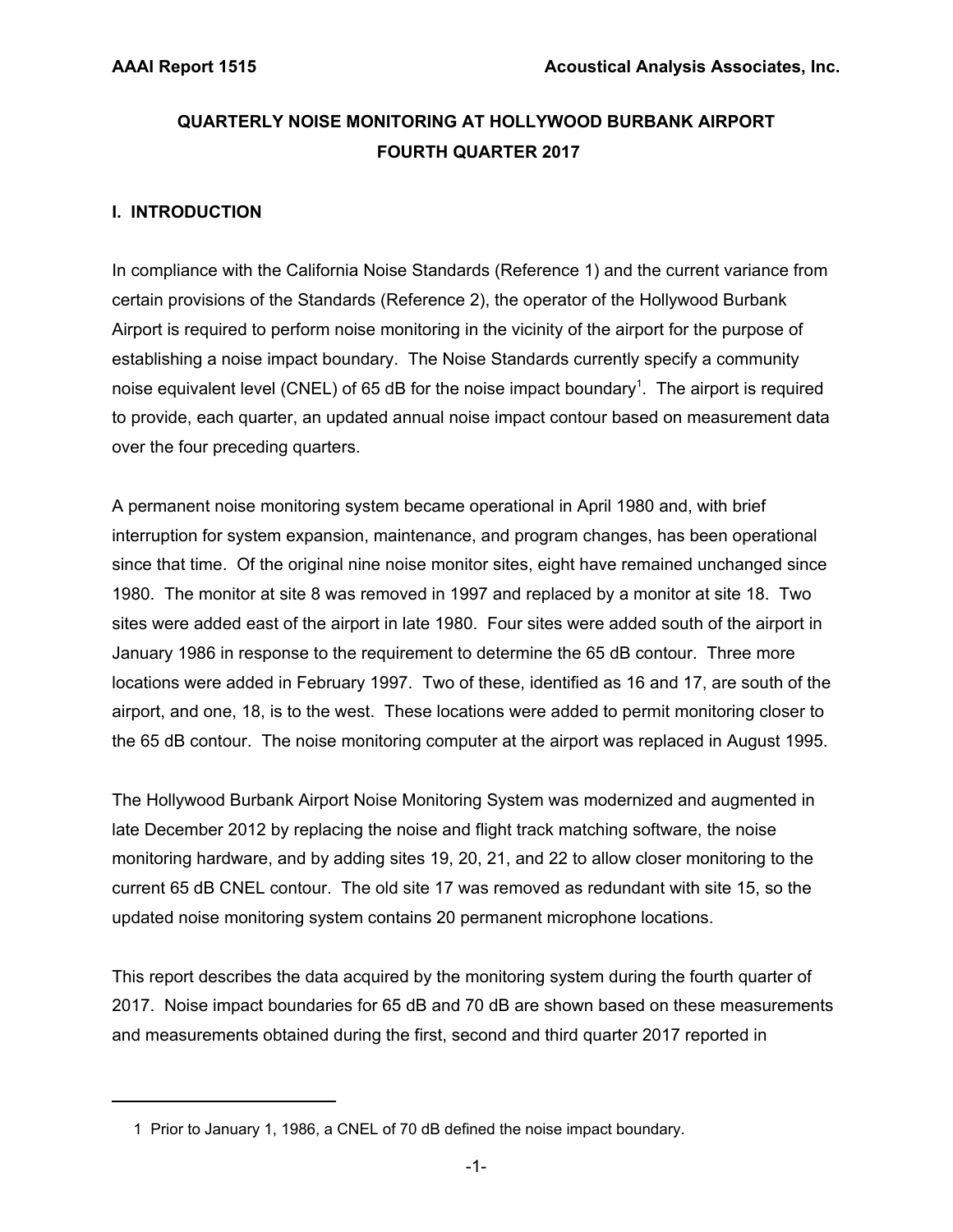# QUARTERLY NOISE MONITORING AT HOLLYWOOD BURBANK AIRPORT
# FOURTH QUARTER 2017

## I. INTRODUCTION

In compliance with the California Noise Standards (Reference 1) and the current variance from certain provisions of the Standards (Reference 2), the operator of the Hollywood Burbank Airport is required to perform noise monitoring in the vicinity of the airport for the purpose of establishing a noise impact boundary. The Noise Standards currently specify a community noise equivalent level (CNEL) of 65 dB for the noise impact boundary[1]. The airport is required to provide, each quarter, an updated annual noise impact contour based on measurement data over the four preceding quarters.

A permanent noise monitoring system became operational in April 1980 and, with brief interruption for system expansion, maintenance, and program changes, has been operational since that time. Of the original nine noise monitor sites, eight have remained unchanged since 1980. The monitor at site 8 was removed in 1997 and replaced by a monitor at site 18. Two sites were added east of the airport in late 1980. Four sites were added south of the airport in January 1986 in response to the requirement to determine the 65 dB contour. Three more locations were added in February 1997. Two of these, identified as 16 and 17, are south of the airport, and one, 18, is to the west. These locations were added to permit monitoring closer to the 65 dB contour. The noise monitoring computer at the airport was replaced in August 1995.

The Hollywood Burbank Airport Noise Monitoring System was modernized and augmented in late December 2012 by replacing the noise and flight track matching software, the noise monitoring hardware, and by adding sites 19, 20, 21, and 22 to allow closer monitoring to the current 65 dB CNEL contour. The old site 17 was removed as redundant with site 15, so the updated noise monitoring system contains 20 permanent microphone locations.

This report describes the data acquired by the monitoring system during the fourth quarter of 2017. Noise impact boundaries for 65 dB and 70 dB are shown based on these measurements and measurements obtained during the first, second and third quarter 2017 reported in

---

1 Prior to January 1, 1986, a CNEL of 70 dB defined the noise impact boundary.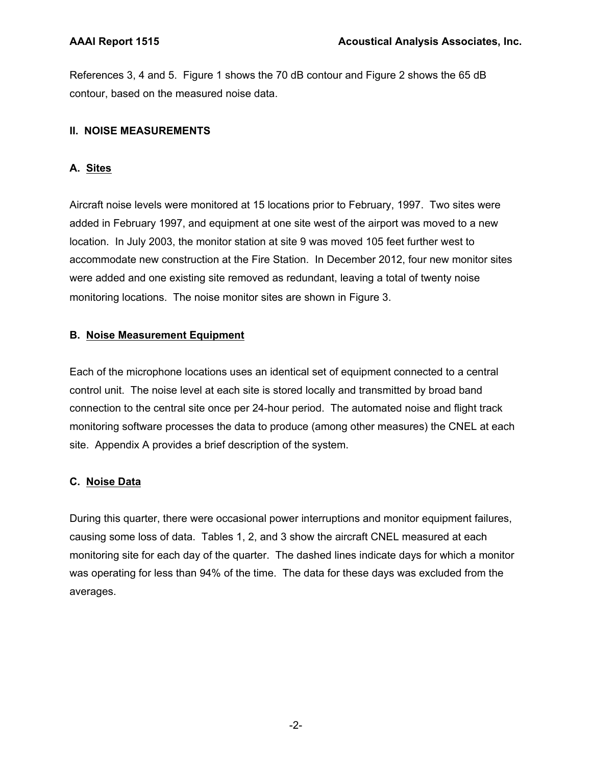References 3, 4 and 5. Figure 1 shows the 70 dB contour and Figure 2 shows the 65 dB contour, based on the measured noise data.

## II. NOISE MEASUREMENTS

### A. Sites

Aircraft noise levels were monitored at 15 locations prior to February, 1997. Two sites were added in February 1997, and equipment at one site west of the airport was moved to a new location. In July 2003, the monitor station at site 9 was moved 105 feet further west to accommodate new construction at the Fire Station. In December 2012, four new monitor sites were added and one existing site removed as redundant, leaving a total of twenty noise monitoring locations. The noise monitor sites are shown in Figure 3.

### B. Noise Measurement Equipment

Each of the microphone locations uses an identical set of equipment connected to a central control unit. The noise level at each site is stored locally and transmitted by broad band connection to the central site once per 24-hour period. The automated noise and flight track monitoring software processes the data to produce (among other measures) the CNEL at each site. Appendix A provides a brief description of the system.

### C. Noise Data

During this quarter, there were occasional power interruptions and monitor equipment failures, causing some loss of data. Tables 1, 2, and 3 show the aircraft CNEL measured at each monitoring site for each day of the quarter. The dashed lines indicate days for which a monitor was operating for less than 94% of the time. The data for these days was excluded from the averages.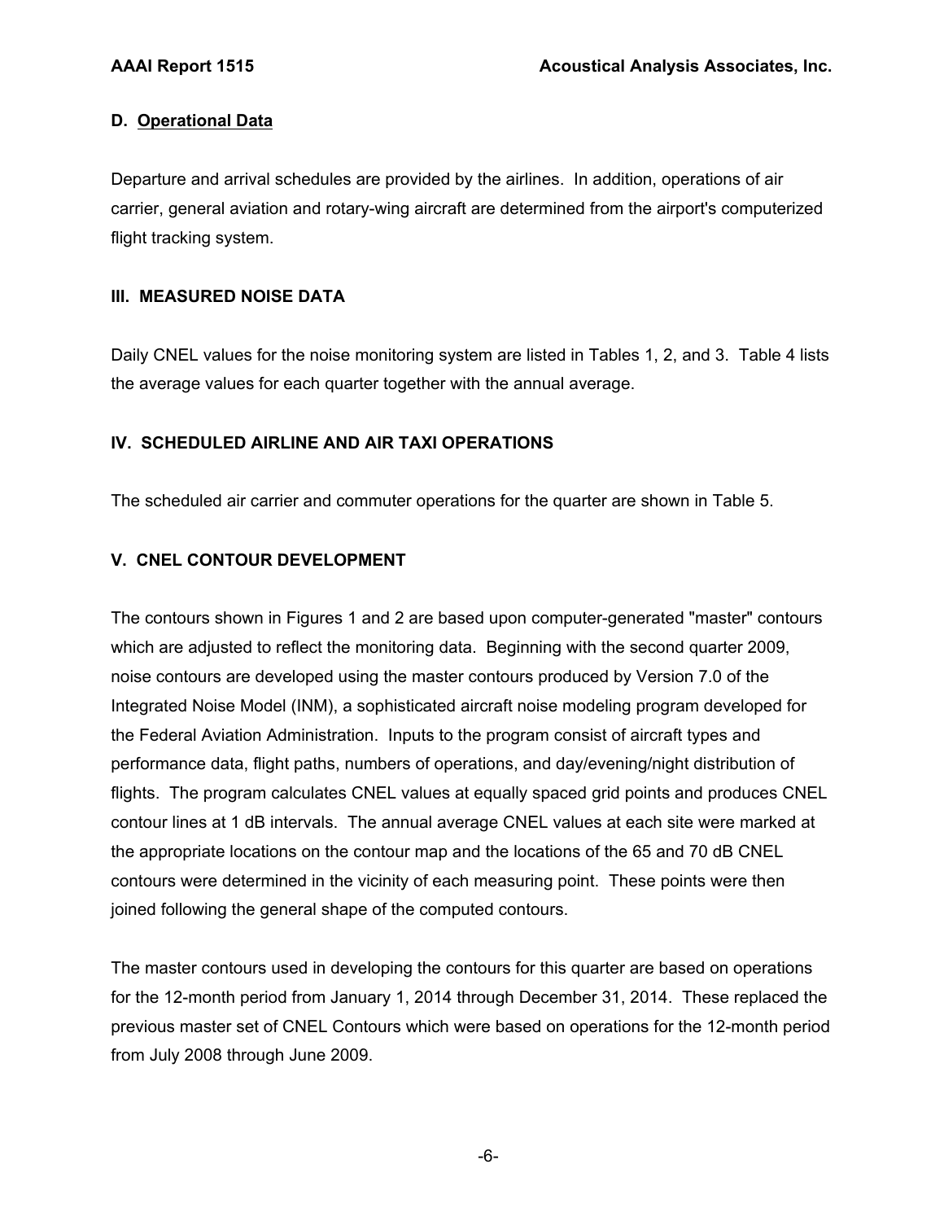### D. Operational Data

Departure and arrival schedules are provided by the airlines. In addition, operations of air carrier, general aviation and rotary-wing aircraft are determined from the airport's computerized flight tracking system.

## III. MEASURED NOISE DATA

Daily CNEL values for the noise monitoring system are listed in Tables 1, 2, and 3. Table 4 lists the average values for each quarter together with the annual average.

## IV. SCHEDULED AIRLINE AND AIR TAXI OPERATIONS

The scheduled air carrier and commuter operations for the quarter are shown in Table 5.

## V. CNEL CONTOUR DEVELOPMENT

The contours shown in Figures 1 and 2 are based upon computer-generated "master" contours which are adjusted to reflect the monitoring data. Beginning with the second quarter 2009, noise contours are developed using the master contours produced by Version 7.0 of the Integrated Noise Model (INM), a sophisticated aircraft noise modeling program developed for the Federal Aviation Administration. Inputs to the program consist of aircraft types and performance data, flight paths, numbers of operations, and day/evening/night distribution of flights. The program calculates CNEL values at equally spaced grid points and produces CNEL contour lines at 1 dB intervals. The annual average CNEL values at each site were marked at the appropriate locations on the contour map and the locations of the 65 and 70 dB CNEL contours were determined in the vicinity of each measuring point. These points were then joined following the general shape of the computed contours.

The master contours used in developing the contours for this quarter are based on operations for the 12-month period from January 1, 2014 through December 31, 2014. These replaced the previous master set of CNEL Contours which were based on operations for the 12-month period from July 2008 through June 2009.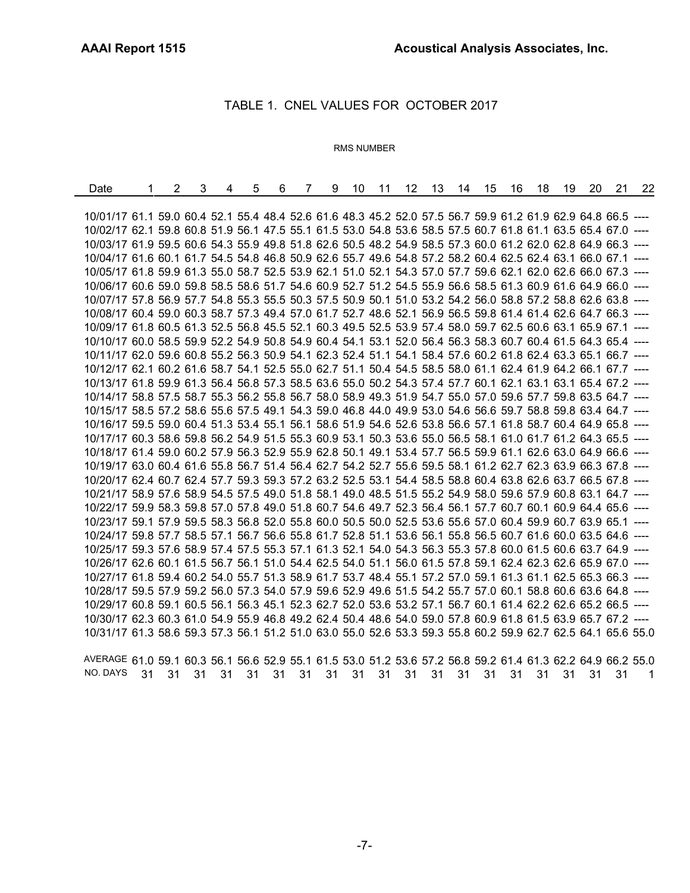## TABLE 1. CNEL VALUES FOR OCTOBER 2017

RMS NUMBER

| Date | 1 | 2 | 3 | 4 | 5 | 6 | 7 | 9 | 10 | 11 | 12 | 13 | 14 | 15 | 16 | 18 | 19 | 20 | 21 | 22 |
|---|---|---|---|---|---|---|---|---|---|---|---|---|---|---|---|---|---|---|---|---|
| 10/01/17 | 61.1 | 59.0 | 60.4 | 52.1 | 55.4 | 48.4 | 52.6 | 61.6 | 48.3 | 45.2 | 52.0 | 57.5 | 56.7 | 59.9 | 61.2 | 61.9 | 62.9 | 64.8 | 66.5 | ---- |
| 10/02/17 | 62.1 | 59.8 | 60.8 | 51.9 | 56.1 | 47.5 | 55.1 | 61.5 | 53.0 | 54.8 | 53.6 | 58.5 | 57.5 | 60.7 | 61.8 | 61.1 | 63.5 | 65.4 | 67.0 | ---- |
| 10/03/17 | 61.9 | 59.5 | 60.6 | 54.3 | 55.9 | 49.8 | 51.8 | 62.6 | 50.5 | 48.2 | 54.9 | 58.5 | 57.3 | 60.0 | 61.2 | 62.0 | 62.8 | 64.9 | 66.3 | ---- |
| 10/04/17 | 61.6 | 60.1 | 61.7 | 54.5 | 54.8 | 46.8 | 50.9 | 62.6 | 55.7 | 49.6 | 54.8 | 57.2 | 58.2 | 60.4 | 62.5 | 62.4 | 63.1 | 66.0 | 67.1 | ---- |
| 10/05/17 | 61.8 | 59.9 | 61.3 | 55.0 | 58.7 | 52.5 | 53.9 | 62.1 | 51.0 | 52.1 | 54.3 | 57.0 | 57.7 | 59.6 | 62.1 | 62.0 | 62.6 | 66.0 | 67.3 | ---- |
| 10/06/17 | 60.6 | 59.0 | 59.8 | 58.5 | 58.6 | 51.7 | 54.6 | 60.9 | 52.7 | 51.2 | 54.5 | 55.9 | 56.6 | 58.5 | 61.3 | 60.9 | 61.6 | 64.9 | 66.0 | ---- |
| 10/07/17 | 57.8 | 56.9 | 57.7 | 54.8 | 55.3 | 55.5 | 50.3 | 57.5 | 50.9 | 50.1 | 51.0 | 53.2 | 54.2 | 56.0 | 58.8 | 57.2 | 58.8 | 62.6 | 63.8 | ---- |
| 10/08/17 | 60.4 | 59.0 | 60.3 | 58.7 | 57.3 | 49.4 | 57.0 | 61.7 | 52.7 | 48.6 | 52.1 | 56.9 | 56.5 | 59.8 | 61.4 | 61.4 | 62.6 | 64.7 | 66.3 | ---- |
| 10/09/17 | 61.8 | 60.5 | 61.3 | 52.5 | 56.8 | 45.5 | 52.1 | 60.3 | 49.5 | 52.5 | 53.9 | 57.4 | 58.0 | 59.7 | 62.5 | 60.6 | 63.1 | 65.9 | 67.1 | ---- |
| 10/10/17 | 60.0 | 58.5 | 59.9 | 52.2 | 54.9 | 50.8 | 54.9 | 60.4 | 54.1 | 53.1 | 52.0 | 56.4 | 56.3 | 58.3 | 60.7 | 60.4 | 61.5 | 64.3 | 65.4 | ---- |
| 10/11/17 | 62.0 | 59.6 | 60.8 | 55.2 | 56.3 | 50.9 | 54.1 | 62.3 | 52.4 | 51.1 | 54.1 | 58.4 | 57.6 | 60.2 | 61.8 | 62.4 | 63.3 | 65.1 | 66.7 | ---- |
| 10/12/17 | 62.1 | 60.2 | 61.6 | 58.7 | 54.1 | 52.5 | 55.0 | 62.7 | 51.1 | 50.4 | 54.5 | 58.5 | 58.0 | 61.1 | 62.4 | 61.9 | 64.2 | 66.1 | 67.7 | ---- |
| 10/13/17 | 61.8 | 59.9 | 61.3 | 56.4 | 56.8 | 57.3 | 58.5 | 63.6 | 55.0 | 50.2 | 54.3 | 57.4 | 57.7 | 60.1 | 62.1 | 63.1 | 63.1 | 65.4 | 67.2 | ---- |
| 10/14/17 | 58.8 | 57.5 | 58.7 | 55.3 | 56.2 | 55.8 | 56.7 | 58.0 | 58.9 | 49.3 | 51.9 | 54.7 | 55.0 | 57.0 | 59.6 | 57.7 | 59.8 | 63.5 | 64.7 | ---- |
| 10/15/17 | 58.5 | 57.2 | 58.6 | 55.6 | 57.5 | 49.1 | 54.3 | 59.0 | 46.8 | 44.0 | 49.9 | 53.0 | 54.6 | 56.6 | 59.7 | 58.8 | 59.8 | 63.4 | 64.7 | ---- |
| 10/16/17 | 59.5 | 59.0 | 60.4 | 51.3 | 53.4 | 55.1 | 56.1 | 58.6 | 51.9 | 54.6 | 52.6 | 53.8 | 56.6 | 57.1 | 61.8 | 58.7 | 60.4 | 64.9 | 65.8 | ---- |
| 10/17/17 | 60.3 | 58.6 | 59.8 | 56.2 | 54.9 | 51.5 | 55.3 | 60.9 | 53.1 | 50.3 | 53.6 | 55.0 | 56.5 | 58.1 | 61.0 | 61.7 | 61.2 | 64.3 | 65.5 | ---- |
| 10/18/17 | 61.4 | 59.0 | 60.2 | 57.9 | 56.3 | 52.9 | 55.9 | 62.8 | 50.1 | 49.1 | 53.4 | 57.7 | 56.5 | 59.9 | 61.1 | 62.6 | 63.0 | 64.9 | 66.6 | ---- |
| 10/19/17 | 63.0 | 60.4 | 61.6 | 55.8 | 56.7 | 51.4 | 56.4 | 62.7 | 54.2 | 52.7 | 55.6 | 59.5 | 58.1 | 61.2 | 62.7 | 62.3 | 63.9 | 66.3 | 67.8 | ---- |
| 10/20/17 | 62.4 | 60.7 | 62.4 | 57.7 | 59.3 | 59.3 | 57.2 | 63.2 | 52.5 | 53.1 | 54.4 | 58.5 | 58.8 | 60.4 | 63.8 | 62.6 | 63.7 | 66.5 | 67.8 | ---- |
| 10/21/17 | 58.9 | 57.6 | 58.9 | 54.5 | 57.5 | 49.0 | 51.8 | 58.1 | 49.0 | 48.5 | 51.5 | 55.2 | 54.9 | 58.0 | 59.6 | 57.9 | 60.8 | 63.1 | 64.7 | ---- |
| 10/22/17 | 59.9 | 58.3 | 59.8 | 57.0 | 57.8 | 49.0 | 51.8 | 60.7 | 54.6 | 49.7 | 52.3 | 56.4 | 56.1 | 57.7 | 60.7 | 60.1 | 60.9 | 64.4 | 65.6 | ---- |
| 10/23/17 | 59.1 | 57.9 | 59.5 | 58.3 | 56.8 | 52.0 | 55.8 | 60.0 | 50.5 | 50.0 | 52.5 | 53.6 | 55.6 | 57.0 | 60.4 | 59.9 | 60.7 | 63.9 | 65.1 | ---- |
| 10/24/17 | 59.8 | 57.7 | 58.5 | 57.1 | 56.7 | 56.6 | 55.8 | 61.7 | 52.8 | 51.1 | 53.6 | 56.1 | 55.8 | 56.5 | 60.7 | 61.6 | 60.0 | 63.5 | 64.6 | ---- |
| 10/25/17 | 59.3 | 57.6 | 58.9 | 57.4 | 57.5 | 55.3 | 57.1 | 61.3 | 52.1 | 54.0 | 54.3 | 56.3 | 55.3 | 57.8 | 60.0 | 61.5 | 60.6 | 63.7 | 64.9 | ---- |
| 10/26/17 | 62.6 | 60.1 | 61.5 | 56.7 | 56.1 | 51.0 | 54.4 | 62.5 | 54.0 | 51.1 | 56.0 | 61.5 | 57.8 | 59.1 | 62.4 | 62.3 | 62.6 | 65.9 | 67.0 | ---- |
| 10/27/17 | 61.8 | 59.4 | 60.2 | 54.0 | 55.7 | 51.3 | 58.9 | 61.7 | 53.7 | 48.4 | 55.1 | 57.2 | 57.0 | 59.1 | 61.3 | 61.1 | 62.5 | 65.3 | 66.3 | ---- |
| 10/28/17 | 59.5 | 57.9 | 59.2 | 56.0 | 57.3 | 54.0 | 57.9 | 59.6 | 52.9 | 49.6 | 51.5 | 54.2 | 55.7 | 57.0 | 60.1 | 58.8 | 60.6 | 63.6 | 64.8 | ---- |
| 10/29/17 | 60.8 | 59.1 | 60.5 | 56.1 | 56.3 | 45.1 | 52.3 | 62.7 | 52.0 | 53.6 | 53.2 | 57.1 | 56.7 | 60.1 | 61.4 | 62.2 | 62.6 | 65.2 | 66.5 | ---- |
| 10/30/17 | 62.3 | 60.3 | 61.0 | 54.9 | 55.9 | 46.8 | 49.2 | 62.4 | 50.4 | 48.6 | 54.0 | 59.0 | 57.8 | 60.9 | 61.8 | 61.5 | 63.9 | 65.7 | 67.2 | ---- |
| 10/31/17 | 61.3 | 58.6 | 59.3 | 57.3 | 56.1 | 51.2 | 51.0 | 63.0 | 55.0 | 52.6 | 53.3 | 59.3 | 55.8 | 60.2 | 59.9 | 62.7 | 62.5 | 64.1 | 65.6 | 55.0 |
| AVERAGE | 61.0 | 59.1 | 60.3 | 56.1 | 56.6 | 52.9 | 55.1 | 61.5 | 53.0 | 51.2 | 53.6 | 57.2 | 56.8 | 59.2 | 61.4 | 61.3 | 62.2 | 64.9 | 66.2 | 55.0 |
| NO. DAYS | 31 | 31 | 31 | 31 | 31 | 31 | 31 | 31 | 31 | 31 | 31 | 31 | 31 | 31 | 31 | 31 | 31 | 31 | 31 | 1 |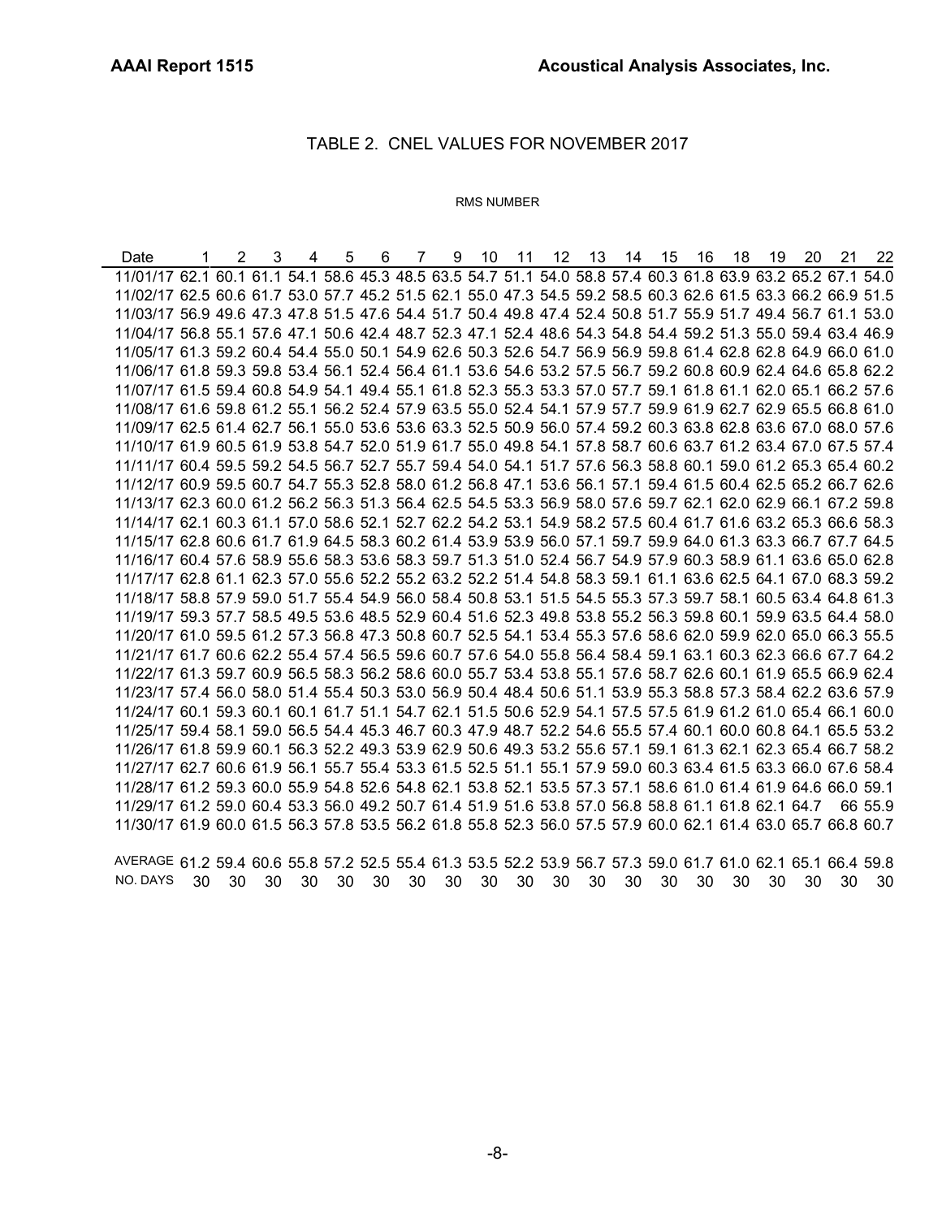# TABLE 2. CNEL VALUES FOR NOVEMBER 2017

RMS NUMBER

| Date | 1 | 2 | 3 | 4 | 5 | 6 | 7 | 9 | 10 | 11 | 12 | 13 | 14 | 15 | 16 | 18 | 19 | 20 | 21 | 22 |
|---|---|---|---|---|---|---|---|---|---|---|---|---|---|---|---|---|---|---|---|---|
| 11/01/17 | 62.1 | 60.1 | 61.1 | 54.1 | 58.6 | 45.3 | 48.5 | 63.5 | 54.7 | 51.1 | 54.0 | 58.8 | 57.4 | 60.3 | 61.8 | 63.9 | 63.2 | 65.2 | 67.1 | 54.0 |
| 11/02/17 | 62.5 | 60.6 | 61.7 | 53.0 | 57.7 | 45.2 | 51.5 | 62.1 | 55.0 | 47.3 | 54.5 | 59.2 | 58.5 | 60.3 | 62.6 | 61.5 | 63.3 | 66.2 | 66.9 | 51.5 |
| 11/03/17 | 56.9 | 49.6 | 47.3 | 47.8 | 51.5 | 47.6 | 54.4 | 51.7 | 50.4 | 49.8 | 47.4 | 52.4 | 50.8 | 51.7 | 55.9 | 51.7 | 49.4 | 56.7 | 61.1 | 53.0 |
| 11/04/17 | 56.8 | 55.1 | 57.6 | 47.1 | 50.6 | 42.4 | 48.7 | 52.3 | 47.1 | 52.4 | 48.6 | 54.3 | 54.8 | 54.4 | 59.2 | 51.3 | 55.0 | 59.4 | 63.4 | 46.9 |
| 11/05/17 | 61.3 | 59.2 | 60.4 | 54.4 | 55.0 | 50.1 | 54.9 | 62.6 | 50.3 | 52.6 | 54.7 | 56.9 | 56.9 | 59.8 | 61.4 | 62.8 | 62.8 | 64.9 | 66.0 | 61.0 |
| 11/06/17 | 61.8 | 59.3 | 59.8 | 53.4 | 56.1 | 52.4 | 56.4 | 61.1 | 53.6 | 54.6 | 53.2 | 57.5 | 56.7 | 59.2 | 60.8 | 60.9 | 62.4 | 64.6 | 65.8 | 62.2 |
| 11/07/17 | 61.5 | 59.4 | 60.8 | 54.9 | 54.1 | 49.4 | 55.1 | 61.8 | 52.3 | 55.3 | 53.3 | 57.0 | 57.7 | 59.1 | 61.8 | 61.1 | 62.0 | 65.1 | 66.2 | 57.6 |
| 11/08/17 | 61.6 | 59.8 | 61.2 | 55.1 | 56.2 | 52.4 | 57.9 | 63.5 | 55.0 | 52.4 | 54.1 | 57.9 | 57.7 | 59.9 | 61.9 | 62.7 | 62.9 | 65.5 | 66.8 | 61.0 |
| 11/09/17 | 62.5 | 61.4 | 62.7 | 56.1 | 55.0 | 53.6 | 53.6 | 63.3 | 52.5 | 50.9 | 56.0 | 57.4 | 59.2 | 60.3 | 63.8 | 62.8 | 63.6 | 67.0 | 68.0 | 57.6 |
| 11/10/17 | 61.9 | 60.5 | 61.9 | 53.8 | 54.7 | 52.0 | 51.9 | 61.7 | 55.0 | 49.8 | 54.1 | 57.8 | 58.7 | 60.6 | 63.7 | 61.2 | 63.4 | 67.0 | 67.5 | 57.4 |
| 11/11/17 | 60.4 | 59.5 | 59.2 | 54.5 | 56.7 | 52.7 | 55.7 | 59.4 | 54.0 | 54.1 | 51.7 | 57.6 | 56.3 | 58.8 | 60.1 | 59.0 | 61.2 | 65.3 | 65.4 | 60.2 |
| 11/12/17 | 60.9 | 59.5 | 60.7 | 54.7 | 55.3 | 52.8 | 58.0 | 61.2 | 56.8 | 47.1 | 53.6 | 56.1 | 57.1 | 59.4 | 61.5 | 60.4 | 62.5 | 65.2 | 66.7 | 62.6 |
| 11/13/17 | 62.3 | 60.0 | 61.2 | 56.2 | 56.3 | 51.3 | 56.4 | 62.5 | 54.5 | 53.3 | 56.9 | 58.0 | 57.6 | 59.7 | 62.1 | 62.0 | 62.9 | 66.1 | 67.2 | 59.8 |
| 11/14/17 | 62.1 | 60.3 | 61.1 | 57.0 | 58.6 | 52.1 | 52.7 | 62.2 | 54.2 | 53.1 | 54.9 | 58.2 | 57.5 | 60.4 | 61.7 | 61.6 | 63.2 | 65.3 | 66.6 | 58.3 |
| 11/15/17 | 62.8 | 60.6 | 61.7 | 61.9 | 64.5 | 58.3 | 60.2 | 61.4 | 53.9 | 53.9 | 56.0 | 57.1 | 59.7 | 59.9 | 64.0 | 61.3 | 63.3 | 66.7 | 67.7 | 64.5 |
| 11/16/17 | 60.4 | 57.6 | 58.9 | 55.6 | 58.3 | 53.6 | 58.3 | 59.7 | 51.3 | 51.0 | 52.4 | 56.7 | 54.9 | 57.9 | 60.3 | 58.9 | 61.1 | 63.6 | 65.0 | 62.8 |
| 11/17/17 | 62.8 | 61.1 | 62.3 | 57.0 | 55.6 | 52.2 | 55.2 | 63.2 | 52.2 | 51.4 | 54.8 | 58.3 | 59.1 | 61.1 | 63.6 | 62.5 | 64.1 | 67.0 | 68.3 | 59.2 |
| 11/18/17 | 58.8 | 57.9 | 59.0 | 51.7 | 55.4 | 54.9 | 56.0 | 58.4 | 50.8 | 53.1 | 51.5 | 54.5 | 55.3 | 57.3 | 59.7 | 58.1 | 60.5 | 63.4 | 64.8 | 61.3 |
| 11/19/17 | 59.3 | 57.7 | 58.5 | 49.5 | 53.6 | 48.5 | 52.9 | 60.4 | 51.6 | 52.3 | 49.8 | 53.8 | 55.2 | 56.3 | 59.8 | 60.1 | 59.9 | 63.5 | 64.4 | 58.0 |
| 11/20/17 | 61.0 | 59.5 | 61.2 | 57.3 | 56.8 | 47.3 | 50.8 | 60.7 | 52.5 | 54.1 | 53.4 | 55.3 | 57.6 | 58.6 | 62.0 | 59.9 | 62.0 | 65.0 | 66.3 | 55.5 |
| 11/21/17 | 61.7 | 60.6 | 62.2 | 55.4 | 57.4 | 56.5 | 59.6 | 60.7 | 57.6 | 54.0 | 55.8 | 56.4 | 58.4 | 59.1 | 63.1 | 60.3 | 62.3 | 66.6 | 67.7 | 64.2 |
| 11/22/17 | 61.3 | 59.7 | 60.9 | 56.5 | 58.3 | 56.2 | 58.6 | 60.0 | 55.7 | 53.4 | 53.8 | 55.1 | 57.6 | 58.7 | 62.6 | 60.1 | 61.9 | 65.5 | 66.9 | 62.4 |
| 11/23/17 | 57.4 | 56.0 | 58.0 | 51.4 | 55.4 | 50.3 | 53.0 | 56.9 | 50.4 | 48.4 | 50.6 | 51.1 | 53.9 | 55.3 | 58.8 | 57.3 | 58.4 | 62.2 | 63.6 | 57.9 |
| 11/24/17 | 60.1 | 59.3 | 60.1 | 60.1 | 61.7 | 51.1 | 54.7 | 62.1 | 51.5 | 50.6 | 52.9 | 54.1 | 57.5 | 57.5 | 61.9 | 61.2 | 61.0 | 65.4 | 66.1 | 60.0 |
| 11/25/17 | 59.4 | 58.1 | 59.0 | 56.5 | 54.4 | 45.3 | 46.7 | 60.3 | 47.9 | 48.7 | 52.2 | 54.6 | 55.5 | 57.4 | 60.1 | 60.0 | 60.8 | 64.1 | 65.5 | 53.2 |
| 11/26/17 | 61.8 | 59.9 | 60.1 | 56.3 | 52.2 | 49.3 | 53.9 | 62.9 | 50.6 | 49.3 | 53.2 | 55.6 | 57.1 | 59.1 | 61.3 | 62.1 | 62.3 | 65.4 | 66.7 | 58.2 |
| 11/27/17 | 62.7 | 60.6 | 61.9 | 56.1 | 55.7 | 55.4 | 53.3 | 61.5 | 52.5 | 51.1 | 55.1 | 57.9 | 59.0 | 60.3 | 63.4 | 61.5 | 63.3 | 66.0 | 67.6 | 58.4 |
| 11/28/17 | 61.2 | 59.3 | 60.0 | 55.9 | 54.8 | 52.6 | 54.8 | 62.1 | 53.8 | 52.1 | 53.5 | 57.3 | 57.1 | 58.6 | 61.0 | 61.4 | 61.9 | 64.6 | 66.0 | 59.1 |
| 11/29/17 | 61.2 | 59.0 | 60.4 | 53.3 | 56.0 | 49.2 | 50.7 | 61.4 | 51.9 | 51.6 | 53.8 | 57.0 | 56.8 | 58.8 | 61.1 | 61.8 | 62.1 | 64.7 | 66 | 55.9 |
| 11/30/17 | 61.9 | 60.0 | 61.5 | 56.3 | 57.8 | 53.5 | 56.2 | 61.8 | 55.8 | 52.3 | 56.0 | 57.5 | 57.9 | 60.0 | 62.1 | 61.4 | 63.0 | 65.7 | 66.8 | 60.7 |
| AVERAGE | 61.2 | 59.4 | 60.6 | 55.8 | 57.2 | 52.5 | 55.4 | 61.3 | 53.5 | 52.2 | 53.9 | 56.7 | 57.3 | 59.0 | 61.7 | 61.0 | 62.1 | 65.1 | 66.4 | 59.8 |
| NO. DAYS | 30 | 30 | 30 | 30 | 30 | 30 | 30 | 30 | 30 | 30 | 30 | 30 | 30 | 30 | 30 | 30 | 30 | 30 | 30 | 30 |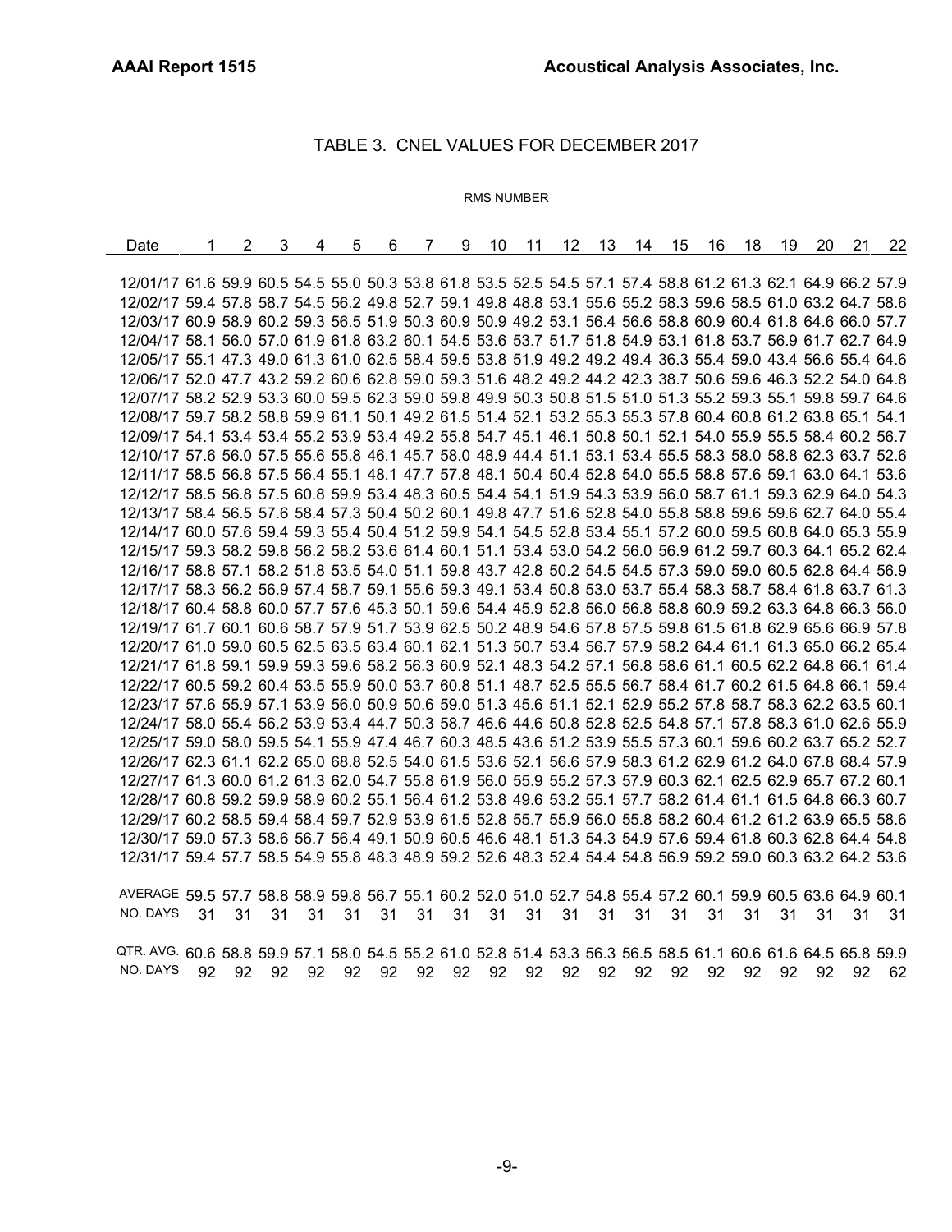## TABLE 3. CNEL VALUES FOR DECEMBER 2017

RMS NUMBER

| Date | 1 | 2 | 3 | 4 | 5 | 6 | 7 | 9 | 10 | 11 | 12 | 13 | 14 | 15 | 16 | 18 | 19 | 20 | 21 | 22 |
|---|---|---|---|---|---|---|---|---|---|---|---|---|---|---|---|---|---|---|---|---|
| 12/01/17 | 61.6 | 59.9 | 60.5 | 54.5 | 55.0 | 50.3 | 53.8 | 61.8 | 53.5 | 52.5 | 54.5 | 57.1 | 57.4 | 58.8 | 61.2 | 61.3 | 62.1 | 64.9 | 66.2 | 57.9 |
| 12/02/17 | 59.4 | 57.8 | 58.7 | 54.5 | 56.2 | 49.8 | 52.7 | 59.1 | 49.8 | 48.8 | 53.1 | 55.6 | 55.2 | 58.3 | 59.6 | 58.5 | 61.0 | 63.2 | 64.7 | 58.6 |
| 12/03/17 | 60.9 | 58.9 | 60.2 | 59.3 | 56.5 | 51.9 | 50.3 | 60.9 | 50.9 | 49.2 | 53.1 | 56.4 | 56.6 | 58.8 | 60.9 | 60.4 | 61.8 | 64.6 | 66.0 | 57.7 |
| 12/04/17 | 58.1 | 56.0 | 57.0 | 61.9 | 61.8 | 63.2 | 60.1 | 54.5 | 53.6 | 53.7 | 51.7 | 51.8 | 54.9 | 53.1 | 61.8 | 53.7 | 56.9 | 61.7 | 62.7 | 64.9 |
| 12/05/17 | 55.1 | 47.3 | 49.0 | 61.3 | 61.0 | 62.5 | 58.4 | 59.5 | 53.8 | 51.9 | 49.2 | 49.2 | 49.4 | 36.3 | 55.4 | 59.0 | 43.4 | 56.6 | 55.4 | 64.6 |
| 12/06/17 | 52.0 | 47.7 | 43.2 | 59.2 | 60.6 | 62.8 | 59.0 | 59.3 | 51.6 | 48.2 | 49.2 | 44.2 | 42.3 | 38.7 | 50.6 | 59.6 | 46.3 | 52.2 | 54.0 | 64.8 |
| 12/07/17 | 58.2 | 52.9 | 53.3 | 60.0 | 59.5 | 62.3 | 59.0 | 59.8 | 49.9 | 50.3 | 50.8 | 51.5 | 51.0 | 51.3 | 55.2 | 59.3 | 55.1 | 59.8 | 59.7 | 64.6 |
| 12/08/17 | 59.7 | 58.2 | 58.8 | 59.9 | 61.1 | 50.1 | 49.2 | 61.5 | 51.4 | 52.1 | 53.2 | 55.3 | 55.3 | 57.8 | 60.4 | 60.8 | 61.2 | 63.8 | 65.1 | 54.1 |
| 12/09/17 | 54.1 | 53.4 | 53.4 | 55.2 | 53.9 | 53.4 | 49.2 | 55.8 | 54.7 | 45.1 | 46.1 | 50.8 | 50.1 | 52.1 | 54.0 | 55.9 | 55.5 | 58.4 | 60.2 | 56.7 |
| 12/10/17 | 57.6 | 56.0 | 57.5 | 55.6 | 55.8 | 46.1 | 45.7 | 58.0 | 48.9 | 44.4 | 51.1 | 53.1 | 53.4 | 55.5 | 58.3 | 58.0 | 58.8 | 62.3 | 63.7 | 52.6 |
| 12/11/17 | 58.5 | 56.8 | 57.5 | 56.4 | 55.1 | 48.1 | 47.7 | 57.8 | 48.1 | 50.4 | 50.4 | 52.8 | 54.0 | 55.5 | 58.8 | 57.6 | 59.1 | 63.0 | 64.1 | 53.6 |
| 12/12/17 | 58.5 | 56.8 | 57.5 | 60.8 | 59.9 | 53.4 | 48.3 | 60.5 | 54.4 | 54.1 | 51.9 | 54.3 | 53.9 | 56.0 | 58.7 | 61.1 | 59.3 | 62.9 | 64.0 | 54.3 |
| 12/13/17 | 58.4 | 56.5 | 57.6 | 58.4 | 57.3 | 50.4 | 50.2 | 60.1 | 49.8 | 47.7 | 51.6 | 52.8 | 54.0 | 55.8 | 58.8 | 59.6 | 59.6 | 62.7 | 64.0 | 55.4 |
| 12/14/17 | 60.0 | 57.6 | 59.4 | 59.3 | 55.4 | 50.4 | 51.2 | 59.9 | 54.1 | 54.5 | 52.8 | 53.4 | 55.1 | 57.2 | 60.0 | 59.5 | 60.8 | 64.0 | 65.3 | 55.9 |
| 12/15/17 | 59.3 | 58.2 | 59.8 | 56.2 | 58.2 | 53.6 | 61.4 | 60.1 | 51.1 | 53.4 | 53.0 | 54.2 | 56.0 | 56.9 | 61.2 | 59.7 | 60.3 | 64.1 | 65.2 | 62.4 |
| 12/16/17 | 58.8 | 57.1 | 58.2 | 51.8 | 53.5 | 54.0 | 51.1 | 59.8 | 43.7 | 42.8 | 50.2 | 54.5 | 54.5 | 57.3 | 59.0 | 59.0 | 60.5 | 62.8 | 64.4 | 56.9 |
| 12/17/17 | 58.3 | 56.2 | 56.9 | 57.4 | 58.7 | 59.1 | 55.6 | 59.3 | 49.1 | 53.4 | 50.8 | 53.0 | 53.7 | 55.4 | 58.3 | 58.7 | 58.4 | 61.8 | 63.7 | 61.3 |
| 12/18/17 | 60.4 | 58.8 | 60.0 | 57.7 | 57.6 | 45.3 | 50.1 | 59.6 | 54.4 | 45.9 | 52.8 | 56.0 | 56.8 | 58.8 | 60.9 | 59.2 | 63.3 | 64.8 | 66.3 | 56.0 |
| 12/19/17 | 61.7 | 60.1 | 60.6 | 58.7 | 57.9 | 51.7 | 53.9 | 62.5 | 50.2 | 48.9 | 54.6 | 57.8 | 57.5 | 59.8 | 61.5 | 61.8 | 62.9 | 65.6 | 66.9 | 57.8 |
| 12/20/17 | 61.0 | 59.0 | 60.5 | 62.5 | 63.5 | 63.4 | 60.1 | 62.1 | 51.3 | 50.7 | 53.4 | 56.7 | 57.9 | 58.2 | 64.4 | 61.1 | 61.3 | 65.0 | 66.2 | 65.4 |
| 12/21/17 | 61.8 | 59.1 | 59.9 | 59.3 | 59.6 | 58.2 | 56.3 | 60.9 | 52.1 | 48.3 | 54.2 | 57.1 | 56.8 | 58.6 | 61.1 | 60.5 | 62.2 | 64.8 | 66.1 | 61.4 |
| 12/22/17 | 60.5 | 59.2 | 60.4 | 53.5 | 55.9 | 50.0 | 53.7 | 60.8 | 51.1 | 48.7 | 52.5 | 55.5 | 56.7 | 58.4 | 61.7 | 60.2 | 61.5 | 64.8 | 66.1 | 59.4 |
| 12/23/17 | 57.6 | 55.9 | 57.1 | 53.9 | 56.0 | 50.9 | 50.6 | 59.0 | 51.3 | 45.6 | 51.1 | 52.1 | 52.9 | 55.2 | 57.8 | 58.7 | 58.3 | 62.2 | 63.5 | 60.1 |
| 12/24/17 | 58.0 | 55.4 | 56.2 | 53.9 | 53.4 | 44.7 | 50.3 | 58.7 | 46.6 | 44.6 | 50.8 | 52.8 | 52.5 | 54.8 | 57.1 | 57.8 | 58.3 | 61.0 | 62.6 | 55.9 |
| 12/25/17 | 59.0 | 58.0 | 59.5 | 54.1 | 55.9 | 47.4 | 46.7 | 60.3 | 48.5 | 43.6 | 51.2 | 53.9 | 55.5 | 57.3 | 60.1 | 59.6 | 60.2 | 63.7 | 65.2 | 52.7 |
| 12/26/17 | 62.3 | 61.1 | 62.2 | 65.0 | 68.8 | 52.5 | 54.0 | 61.5 | 53.6 | 52.1 | 56.6 | 57.9 | 58.3 | 61.2 | 62.9 | 61.2 | 64.0 | 67.8 | 68.4 | 57.9 |
| 12/27/17 | 61.3 | 60.0 | 61.2 | 61.3 | 62.0 | 54.7 | 55.8 | 61.9 | 56.0 | 55.9 | 55.2 | 57.3 | 57.9 | 60.3 | 62.1 | 62.5 | 62.9 | 65.7 | 67.2 | 60.1 |
| 12/28/17 | 60.8 | 59.2 | 59.9 | 58.9 | 60.2 | 55.1 | 56.4 | 61.2 | 53.8 | 49.6 | 53.2 | 55.1 | 57.7 | 58.2 | 61.4 | 61.1 | 61.5 | 64.8 | 66.3 | 60.7 |
| 12/29/17 | 60.2 | 58.5 | 59.4 | 58.4 | 59.7 | 52.9 | 53.9 | 61.5 | 52.8 | 55.7 | 55.9 | 56.0 | 55.8 | 58.2 | 60.4 | 61.2 | 61.2 | 63.9 | 65.5 | 58.6 |
| 12/30/17 | 59.0 | 57.3 | 58.6 | 56.7 | 56.4 | 49.1 | 50.9 | 60.5 | 46.6 | 48.1 | 51.3 | 54.3 | 54.9 | 57.6 | 59.4 | 61.8 | 60.3 | 62.8 | 64.4 | 54.8 |
| 12/31/17 | 59.4 | 57.7 | 58.5 | 54.9 | 55.8 | 48.3 | 48.9 | 59.2 | 52.6 | 48.3 | 52.4 | 54.4 | 54.8 | 56.9 | 59.2 | 59.0 | 60.3 | 63.2 | 64.2 | 53.6 |
| AVERAGE | 59.5 | 57.7 | 58.8 | 58.9 | 59.8 | 56.7 | 55.1 | 60.2 | 52.0 | 51.0 | 52.7 | 54.8 | 55.4 | 57.2 | 60.1 | 59.9 | 60.5 | 63.6 | 64.9 | 60.1 |
| NO. DAYS | 31 | 31 | 31 | 31 | 31 | 31 | 31 | 31 | 31 | 31 | 31 | 31 | 31 | 31 | 31 | 31 | 31 | 31 | 31 | 31 |
| QTR. AVG. | 60.6 | 58.8 | 59.9 | 57.1 | 58.0 | 54.5 | 55.2 | 61.0 | 52.8 | 51.4 | 53.3 | 56.3 | 56.5 | 58.5 | 61.1 | 60.6 | 61.6 | 64.5 | 65.8 | 59.9 |
| NO. DAYS | 92 | 92 | 92 | 92 | 92 | 92 | 92 | 92 | 92 | 92 | 92 | 92 | 92 | 92 | 92 | 92 | 92 | 92 | 92 | 62 |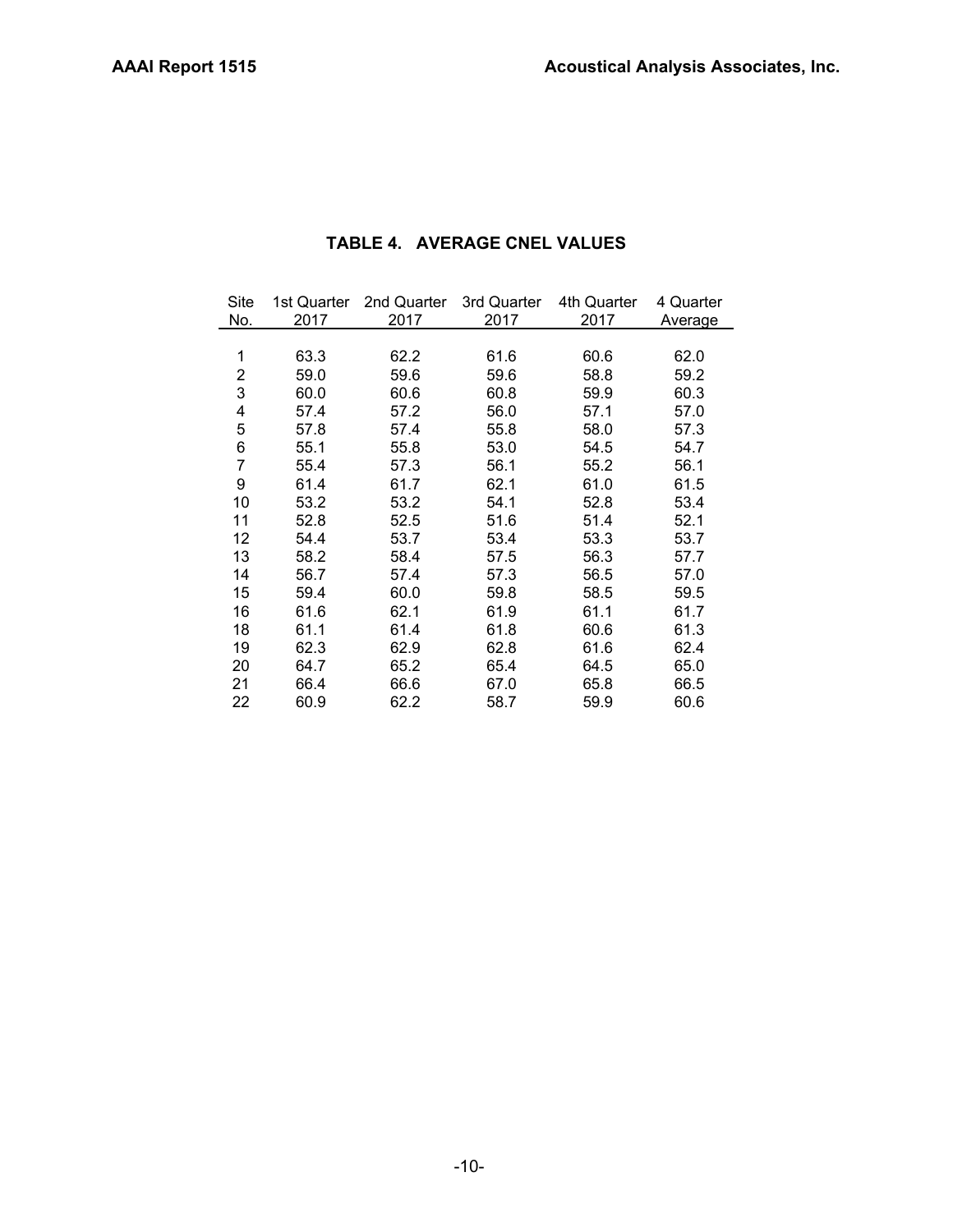**TABLE 4. AVERAGE CNEL VALUES**

| Site No. | 1st Quarter 2017 | 2nd Quarter 2017 | 3rd Quarter 2017 | 4th Quarter 2017 | 4 Quarter Average |
|---|---|---|---|---|---|
| 1 | 63.3 | 62.2 | 61.6 | 60.6 | 62.0 |
| 2 | 59.0 | 59.6 | 59.6 | 58.8 | 59.2 |
| 3 | 60.0 | 60.6 | 60.8 | 59.9 | 60.3 |
| 4 | 57.4 | 57.2 | 56.0 | 57.1 | 57.0 |
| 5 | 57.8 | 57.4 | 55.8 | 58.0 | 57.3 |
| 6 | 55.1 | 55.8 | 53.0 | 54.5 | 54.7 |
| 7 | 55.4 | 57.3 | 56.1 | 55.2 | 56.1 |
| 9 | 61.4 | 61.7 | 62.1 | 61.0 | 61.5 |
| 10 | 53.2 | 53.2 | 54.1 | 52.8 | 53.4 |
| 11 | 52.8 | 52.5 | 51.6 | 51.4 | 52.1 |
| 12 | 54.4 | 53.7 | 53.4 | 53.3 | 53.7 |
| 13 | 58.2 | 58.4 | 57.5 | 56.3 | 57.7 |
| 14 | 56.7 | 57.4 | 57.3 | 56.5 | 57.0 |
| 15 | 59.4 | 60.0 | 59.8 | 58.5 | 59.5 |
| 16 | 61.6 | 62.1 | 61.9 | 61.1 | 61.7 |
| 18 | 61.1 | 61.4 | 61.8 | 60.6 | 61.3 |
| 19 | 62.3 | 62.9 | 62.8 | 61.6 | 62.4 |
| 20 | 64.7 | 65.2 | 65.4 | 64.5 | 65.0 |
| 21 | 66.4 | 66.6 | 67.0 | 65.8 | 66.5 |
| 22 | 60.9 | 62.2 | 58.7 | 59.9 | 60.6 |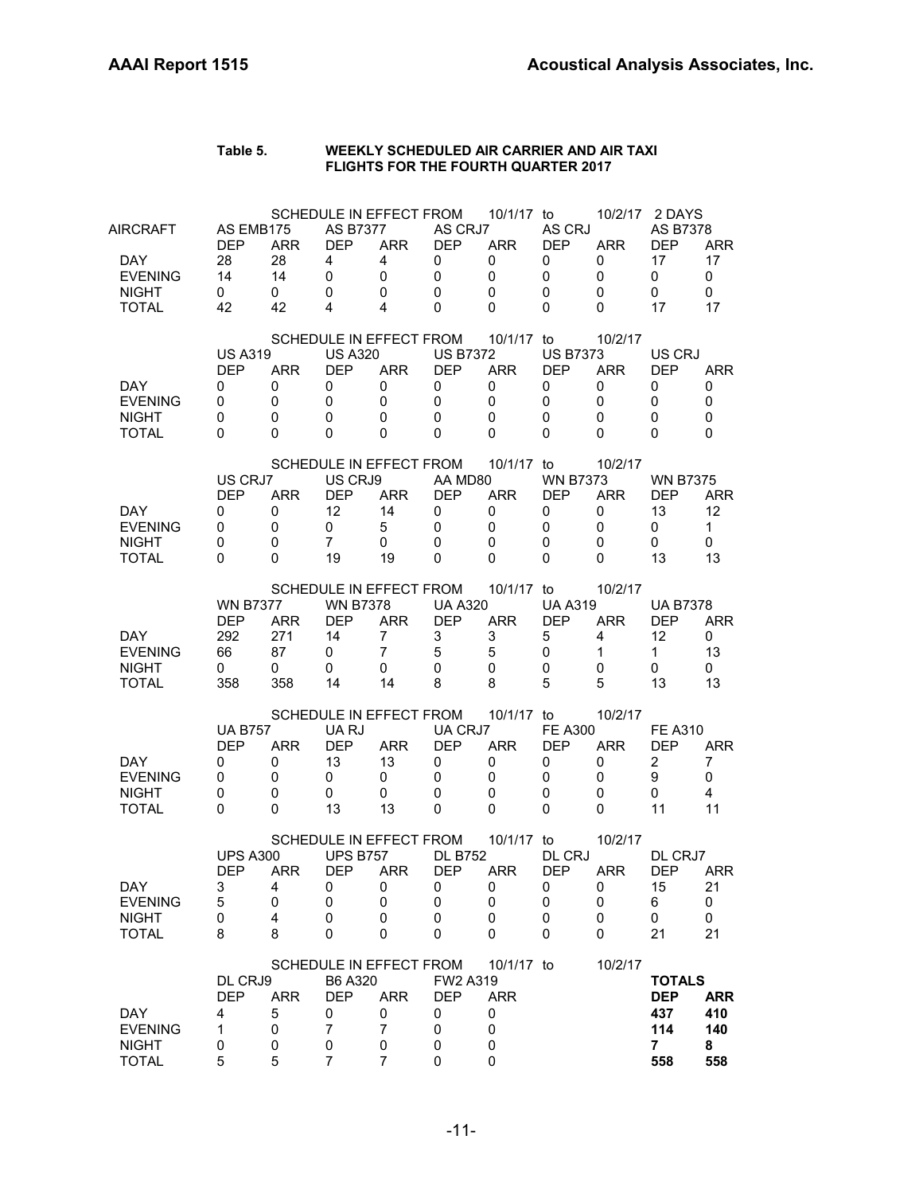**Table 5. WEEKLY SCHEDULED AIR CARRIER AND AIR TAXI FLIGHTS FOR THE FOURTH QUARTER 2017**

SCHEDULE IN EFFECT FROM 10/1/17 to 10/2/17 2 DAYS

| AIRCRAFT | AS EMB175 | | AS B7377 | | AS CRJ7 | | AS CRJ | | AS B7378 | |
|---|---|---|---|---|---|---|---|---|---|---|
| | DEP | ARR | DEP | ARR | DEP | ARR | DEP | ARR | DEP | ARR |
| DAY | 28 | 28 | 4 | 4 | 0 | 0 | 0 | 0 | 17 | 17 |
| EVENING | 14 | 14 | 0 | 0 | 0 | 0 | 0 | 0 | 0 | 0 |
| NIGHT | 0 | 0 | 0 | 0 | 0 | 0 | 0 | 0 | 0 | 0 |
| TOTAL | 42 | 42 | 4 | 4 | 0 | 0 | 0 | 0 | 17 | 17 |

SCHEDULE IN EFFECT FROM 10/1/17 to 10/2/17

| | US A319 | | US A320 | | US B7372 | | US B7373 | | US CRJ | |
|---|---|---|---|---|---|---|---|---|---|---|
| | DEP | ARR | DEP | ARR | DEP | ARR | DEP | ARR | DEP | ARR |
| DAY | 0 | 0 | 0 | 0 | 0 | 0 | 0 | 0 | 0 | 0 |
| EVENING | 0 | 0 | 0 | 0 | 0 | 0 | 0 | 0 | 0 | 0 |
| NIGHT | 0 | 0 | 0 | 0 | 0 | 0 | 0 | 0 | 0 | 0 |
| TOTAL | 0 | 0 | 0 | 0 | 0 | 0 | 0 | 0 | 0 | 0 |

SCHEDULE IN EFFECT FROM 10/1/17 to 10/2/17

| | US CRJ7 | | US CRJ9 | | AA MD80 | | WN B7373 | | WN B7375 | |
|---|---|---|---|---|---|---|---|---|---|---|
| | DEP | ARR | DEP | ARR | DEP | ARR | DEP | ARR | DEP | ARR |
| DAY | 0 | 0 | 12 | 14 | 0 | 0 | 0 | 0 | 13 | 12 |
| EVENING | 0 | 0 | 0 | 5 | 0 | 0 | 0 | 0 | 0 | 1 |
| NIGHT | 0 | 0 | 7 | 0 | 0 | 0 | 0 | 0 | 0 | 0 |
| TOTAL | 0 | 0 | 19 | 19 | 0 | 0 | 0 | 0 | 13 | 13 |

SCHEDULE IN EFFECT FROM 10/1/17 to 10/2/17

| | WN B7377 | | WN B7378 | | UA A320 | | UA A319 | | UA B7378 | |
|---|---|---|---|---|---|---|---|---|---|---|
| | DEP | ARR | DEP | ARR | DEP | ARR | DEP | ARR | DEP | ARR |
| DAY | 292 | 271 | 14 | 7 | 3 | 3 | 5 | 4 | 12 | 0 |
| EVENING | 66 | 87 | 0 | 7 | 5 | 5 | 0 | 1 | 1 | 13 |
| NIGHT | 0 | 0 | 0 | 0 | 0 | 0 | 0 | 0 | 0 | 0 |
| TOTAL | 358 | 358 | 14 | 14 | 8 | 8 | 5 | 5 | 13 | 13 |

SCHEDULE IN EFFECT FROM 10/1/17 to 10/2/17

| | UA B757 | | UA RJ | | UA CRJ7 | | FE A300 | | FE A310 | |
|---|---|---|---|---|---|---|---|---|---|---|
| | DEP | ARR | DEP | ARR | DEP | ARR | DEP | ARR | DEP | ARR |
| DAY | 0 | 0 | 13 | 13 | 0 | 0 | 0 | 0 | 2 | 7 |
| EVENING | 0 | 0 | 0 | 0 | 0 | 0 | 0 | 0 | 9 | 0 |
| NIGHT | 0 | 0 | 0 | 0 | 0 | 0 | 0 | 0 | 0 | 4 |
| TOTAL | 0 | 0 | 13 | 13 | 0 | 0 | 0 | 0 | 11 | 11 |

SCHEDULE IN EFFECT FROM 10/1/17 to 10/2/17

| | UPS A300 | | UPS B757 | | DL B752 | | DL CRJ | | DL CRJ7 | |
|---|---|---|---|---|---|---|---|---|---|---|
| | DEP | ARR | DEP | ARR | DEP | ARR | DEP | ARR | DEP | ARR |
| DAY | 3 | 4 | 0 | 0 | 0 | 0 | 0 | 0 | 15 | 21 |
| EVENING | 5 | 0 | 0 | 0 | 0 | 0 | 0 | 0 | 6 | 0 |
| NIGHT | 0 | 4 | 0 | 0 | 0 | 0 | 0 | 0 | 0 | 0 |
| TOTAL | 8 | 8 | 0 | 0 | 0 | 0 | 0 | 0 | 21 | 21 |

SCHEDULE IN EFFECT FROM 10/1/17 to 10/2/17

| | DL CRJ9 | | B6 A320 | | FW2 A319 | | | | **TOTALS** | |
|---|---|---|---|---|---|---|---|---|---|---|
| | DEP | ARR | DEP | ARR | DEP | ARR | | | **DEP** | **ARR** |
| DAY | 4 | 5 | 0 | 0 | 0 | 0 | | | **437** | **410** |
| EVENING | 1 | 0 | 7 | 7 | 0 | 0 | | | **114** | **140** |
| NIGHT | 0 | 0 | 0 | 0 | 0 | 0 | | | **7** | **8** |
| TOTAL | 5 | 5 | 7 | 7 | 0 | 0 | | | **558** | **558** |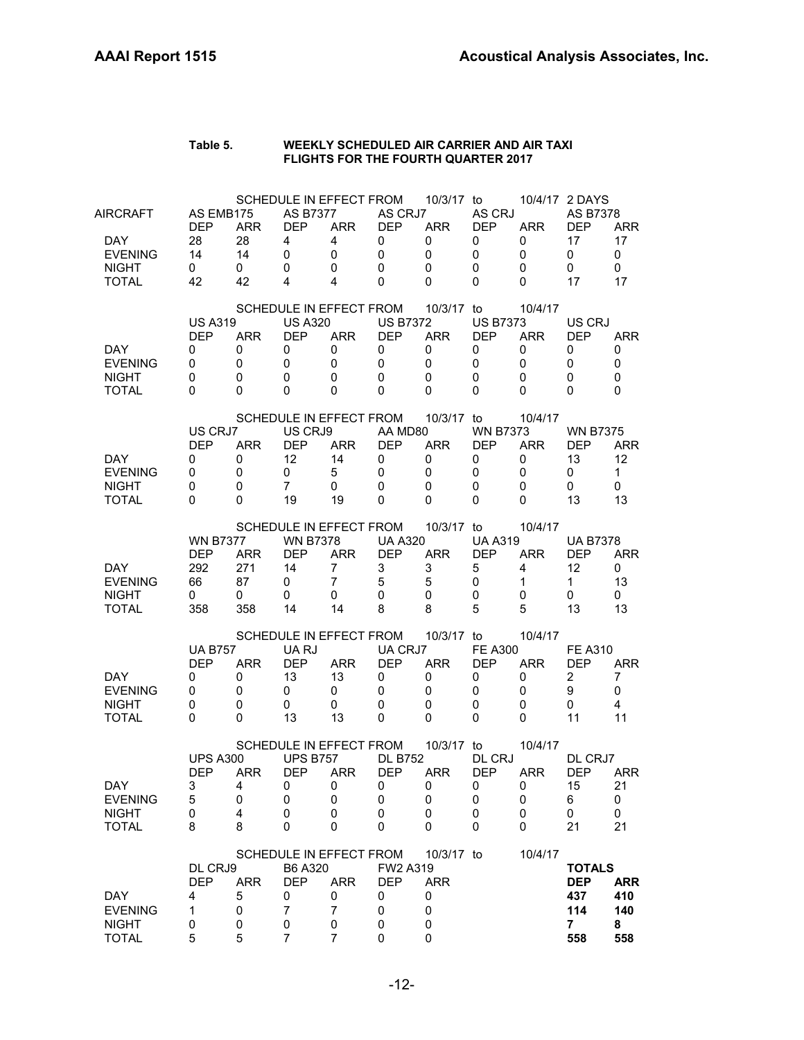**Table 5. WEEKLY SCHEDULED AIR CARRIER AND AIR TAXI FLIGHTS FOR THE FOURTH QUARTER 2017**

SCHEDULE IN EFFECT FROM 10/3/17 to 10/4/17 2 DAYS

| AIRCRAFT | AS EMB175 | | AS B7377 | | AS CRJ7 | | AS CRJ | | AS B7378 | |
|---|---|---|---|---|---|---|---|---|---|---|
| | DEP | ARR | DEP | ARR | DEP | ARR | DEP | ARR | DEP | ARR |
| DAY | 28 | 28 | 4 | 4 | 0 | 0 | 0 | 0 | 17 | 17 |
| EVENING | 14 | 14 | 0 | 0 | 0 | 0 | 0 | 0 | 0 | 0 |
| NIGHT | 0 | 0 | 0 | 0 | 0 | 0 | 0 | 0 | 0 | 0 |
| TOTAL | 42 | 42 | 4 | 4 | 0 | 0 | 0 | 0 | 17 | 17 |

SCHEDULE IN EFFECT FROM 10/3/17 to 10/4/17

| | US A319 | | US A320 | | US B7372 | | US B7373 | | US CRJ | |
|---|---|---|---|---|---|---|---|---|---|---|
| | DEP | ARR | DEP | ARR | DEP | ARR | DEP | ARR | DEP | ARR |
| DAY | 0 | 0 | 0 | 0 | 0 | 0 | 0 | 0 | 0 | 0 |
| EVENING | 0 | 0 | 0 | 0 | 0 | 0 | 0 | 0 | 0 | 0 |
| NIGHT | 0 | 0 | 0 | 0 | 0 | 0 | 0 | 0 | 0 | 0 |
| TOTAL | 0 | 0 | 0 | 0 | 0 | 0 | 0 | 0 | 0 | 0 |

SCHEDULE IN EFFECT FROM 10/3/17 to 10/4/17

| | US CRJ7 | | US CRJ9 | | AA MD80 | | WN B7373 | | WN B7375 | |
|---|---|---|---|---|---|---|---|---|---|---|
| | DEP | ARR | DEP | ARR | DEP | ARR | DEP | ARR | DEP | ARR |
| DAY | 0 | 0 | 12 | 14 | 0 | 0 | 0 | 0 | 13 | 12 |
| EVENING | 0 | 0 | 0 | 5 | 0 | 0 | 0 | 0 | 0 | 1 |
| NIGHT | 0 | 0 | 7 | 0 | 0 | 0 | 0 | 0 | 0 | 0 |
| TOTAL | 0 | 0 | 19 | 19 | 0 | 0 | 0 | 0 | 13 | 13 |

SCHEDULE IN EFFECT FROM 10/3/17 to 10/4/17

| | WN B7377 | | WN B7378 | | UA A320 | | UA A319 | | UA B7378 | |
|---|---|---|---|---|---|---|---|---|---|---|
| | DEP | ARR | DEP | ARR | DEP | ARR | DEP | ARR | DEP | ARR |
| DAY | 292 | 271 | 14 | 7 | 3 | 3 | 5 | 4 | 12 | 0 |
| EVENING | 66 | 87 | 0 | 7 | 5 | 5 | 0 | 1 | 1 | 13 |
| NIGHT | 0 | 0 | 0 | 0 | 0 | 0 | 0 | 0 | 0 | 0 |
| TOTAL | 358 | 358 | 14 | 14 | 8 | 8 | 5 | 5 | 13 | 13 |

SCHEDULE IN EFFECT FROM 10/3/17 to 10/4/17

| | UA B757 | | UA RJ | | UA CRJ7 | | FE A300 | | FE A310 | |
|---|---|---|---|---|---|---|---|---|---|---|
| | DEP | ARR | DEP | ARR | DEP | ARR | DEP | ARR | DEP | ARR |
| DAY | 0 | 0 | 13 | 13 | 0 | 0 | 0 | 0 | 2 | 7 |
| EVENING | 0 | 0 | 0 | 0 | 0 | 0 | 0 | 0 | 9 | 0 |
| NIGHT | 0 | 0 | 0 | 0 | 0 | 0 | 0 | 0 | 0 | 4 |
| TOTAL | 0 | 0 | 13 | 13 | 0 | 0 | 0 | 0 | 11 | 11 |

SCHEDULE IN EFFECT FROM 10/3/17 to 10/4/17

| | UPS A300 | | UPS B757 | | DL B752 | | DL CRJ | | DL CRJ7 | |
|---|---|---|---|---|---|---|---|---|---|---|
| | DEP | ARR | DEP | ARR | DEP | ARR | DEP | ARR | DEP | ARR |
| DAY | 3 | 4 | 0 | 0 | 0 | 0 | 0 | 0 | 15 | 21 |
| EVENING | 5 | 0 | 0 | 0 | 0 | 0 | 0 | 0 | 6 | 0 |
| NIGHT | 0 | 4 | 0 | 0 | 0 | 0 | 0 | 0 | 0 | 0 |
| TOTAL | 8 | 8 | 0 | 0 | 0 | 0 | 0 | 0 | 21 | 21 |

SCHEDULE IN EFFECT FROM 10/3/17 to 10/4/17

| | DL CRJ9 | | B6 A320 | | FW2 A319 | | **TOTALS** | |
|---|---|---|---|---|---|---|---|---|
| | DEP | ARR | DEP | ARR | DEP | ARR | **DEP** | **ARR** |
| DAY | 4 | 5 | 0 | 0 | 0 | 0 | **437** | **410** |
| EVENING | 1 | 0 | 7 | 7 | 0 | 0 | **114** | **140** |
| NIGHT | 0 | 0 | 0 | 0 | 0 | 0 | **7** | **8** |
| TOTAL | 5 | 5 | 7 | 7 | 0 | 0 | **558** | **558** |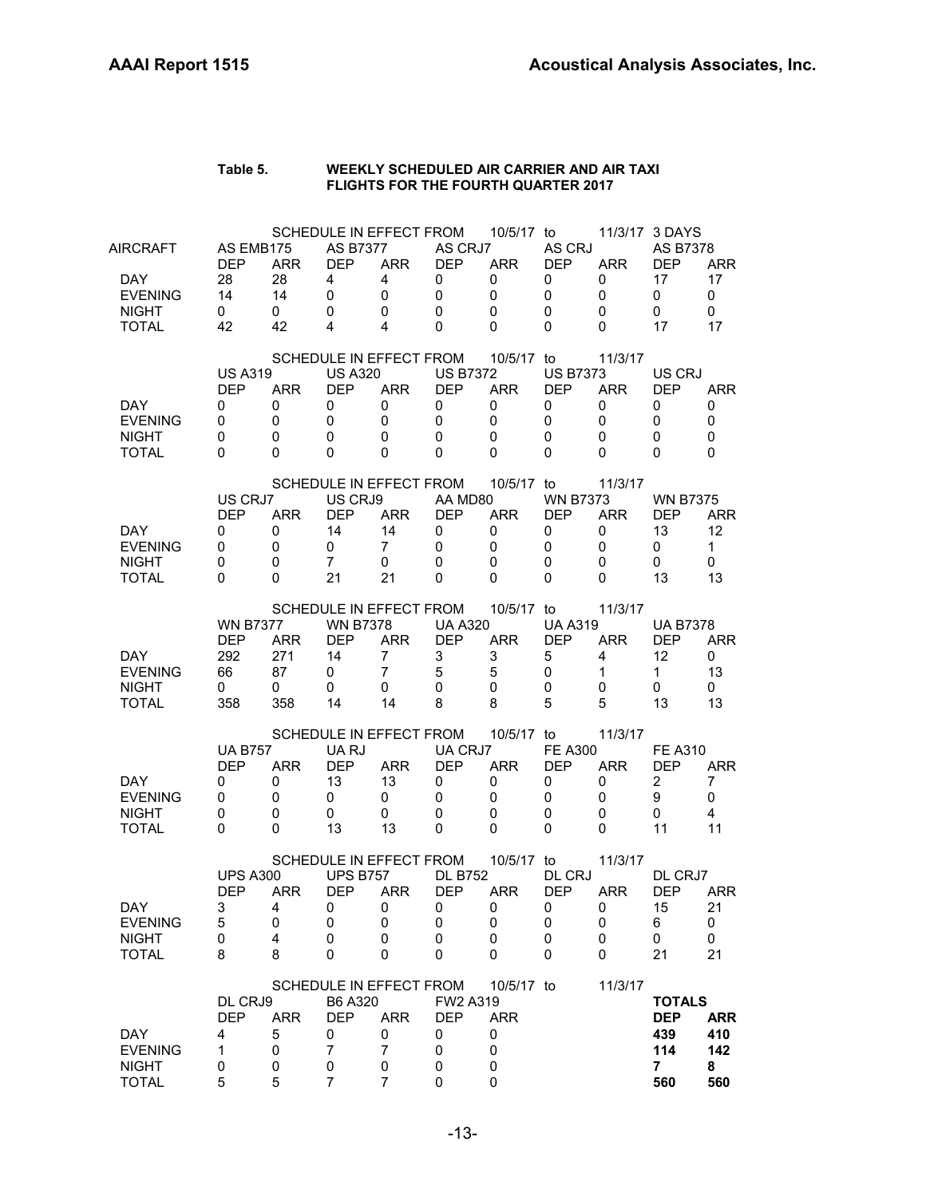**Table 5. WEEKLY SCHEDULED AIR CARRIER AND AIR TAXI FLIGHTS FOR THE FOURTH QUARTER 2017**

SCHEDULE IN EFFECT FROM 10/5/17 to 11/3/17 3 DAYS

| AIRCRAFT | AS EMB175 | | AS B7377 | | AS CRJ7 | | AS CRJ | | AS B7378 | |
|---|---|---|---|---|---|---|---|---|---|---|
| | DEP | ARR | DEP | ARR | DEP | ARR | DEP | ARR | DEP | ARR |
| DAY | 28 | 28 | 4 | 4 | 0 | 0 | 0 | 0 | 17 | 17 |
| EVENING | 14 | 14 | 0 | 0 | 0 | 0 | 0 | 0 | 0 | 0 |
| NIGHT | 0 | 0 | 0 | 0 | 0 | 0 | 0 | 0 | 0 | 0 |
| TOTAL | 42 | 42 | 4 | 4 | 0 | 0 | 0 | 0 | 17 | 17 |

SCHEDULE IN EFFECT FROM 10/5/17 to 11/3/17

| | US A319 | | US A320 | | US B7372 | | US B7373 | | US CRJ | |
|---|---|---|---|---|---|---|---|---|---|---|
| | DEP | ARR | DEP | ARR | DEP | ARR | DEP | ARR | DEP | ARR |
| DAY | 0 | 0 | 0 | 0 | 0 | 0 | 0 | 0 | 0 | 0 |
| EVENING | 0 | 0 | 0 | 0 | 0 | 0 | 0 | 0 | 0 | 0 |
| NIGHT | 0 | 0 | 0 | 0 | 0 | 0 | 0 | 0 | 0 | 0 |
| TOTAL | 0 | 0 | 0 | 0 | 0 | 0 | 0 | 0 | 0 | 0 |

SCHEDULE IN EFFECT FROM 10/5/17 to 11/3/17

| | US CRJ7 | | US CRJ9 | | AA MD80 | | WN B7373 | | WN B7375 | |
|---|---|---|---|---|---|---|---|---|---|---|
| | DEP | ARR | DEP | ARR | DEP | ARR | DEP | ARR | DEP | ARR |
| DAY | 0 | 0 | 14 | 14 | 0 | 0 | 0 | 0 | 13 | 12 |
| EVENING | 0 | 0 | 0 | 7 | 0 | 0 | 0 | 0 | 0 | 1 |
| NIGHT | 0 | 0 | 7 | 0 | 0 | 0 | 0 | 0 | 0 | 0 |
| TOTAL | 0 | 0 | 21 | 21 | 0 | 0 | 0 | 0 | 13 | 13 |

SCHEDULE IN EFFECT FROM 10/5/17 to 11/3/17

| | WN B7377 | | WN B7378 | | UA A320 | | UA A319 | | UA B7378 | |
|---|---|---|---|---|---|---|---|---|---|---|
| | DEP | ARR | DEP | ARR | DEP | ARR | DEP | ARR | DEP | ARR |
| DAY | 292 | 271 | 14 | 7 | 3 | 3 | 5 | 4 | 12 | 0 |
| EVENING | 66 | 87 | 0 | 7 | 5 | 5 | 0 | 1 | 1 | 13 |
| NIGHT | 0 | 0 | 0 | 0 | 0 | 0 | 0 | 0 | 0 | 0 |
| TOTAL | 358 | 358 | 14 | 14 | 8 | 8 | 5 | 5 | 13 | 13 |

SCHEDULE IN EFFECT FROM 10/5/17 to 11/3/17

| | UA B757 | | UA RJ | | UA CRJ7 | | FE A300 | | FE A310 | |
|---|---|---|---|---|---|---|---|---|---|---|
| | DEP | ARR | DEP | ARR | DEP | ARR | DEP | ARR | DEP | ARR |
| DAY | 0 | 0 | 13 | 13 | 0 | 0 | 0 | 0 | 2 | 7 |
| EVENING | 0 | 0 | 0 | 0 | 0 | 0 | 0 | 0 | 9 | 0 |
| NIGHT | 0 | 0 | 0 | 0 | 0 | 0 | 0 | 0 | 0 | 4 |
| TOTAL | 0 | 0 | 13 | 13 | 0 | 0 | 0 | 0 | 11 | 11 |

SCHEDULE IN EFFECT FROM 10/5/17 to 11/3/17

| | UPS A300 | | UPS B757 | | DL B752 | | DL CRJ | | DL CRJ7 | |
|---|---|---|---|---|---|---|---|---|---|---|
| | DEP | ARR | DEP | ARR | DEP | ARR | DEP | ARR | DEP | ARR |
| DAY | 3 | 4 | 0 | 0 | 0 | 0 | 0 | 0 | 15 | 21 |
| EVENING | 5 | 0 | 0 | 0 | 0 | 0 | 0 | 0 | 6 | 0 |
| NIGHT | 0 | 4 | 0 | 0 | 0 | 0 | 0 | 0 | 0 | 0 |
| TOTAL | 8 | 8 | 0 | 0 | 0 | 0 | 0 | 0 | 21 | 21 |

SCHEDULE IN EFFECT FROM 10/5/17 to 11/3/17

| | DL CRJ9 | | B6 A320 | | FW2 A319 | | **TOTALS** | |
|---|---|---|---|---|---|---|---|---|
| | DEP | ARR | DEP | ARR | DEP | ARR | **DEP** | **ARR** |
| DAY | 4 | 5 | 0 | 0 | 0 | 0 | **439** | **410** |
| EVENING | 1 | 0 | 7 | 7 | 0 | 0 | **114** | **142** |
| NIGHT | 0 | 0 | 0 | 0 | 0 | 0 | **7** | **8** |
| TOTAL | 5 | 5 | 7 | 7 | 0 | 0 | **560** | **560** |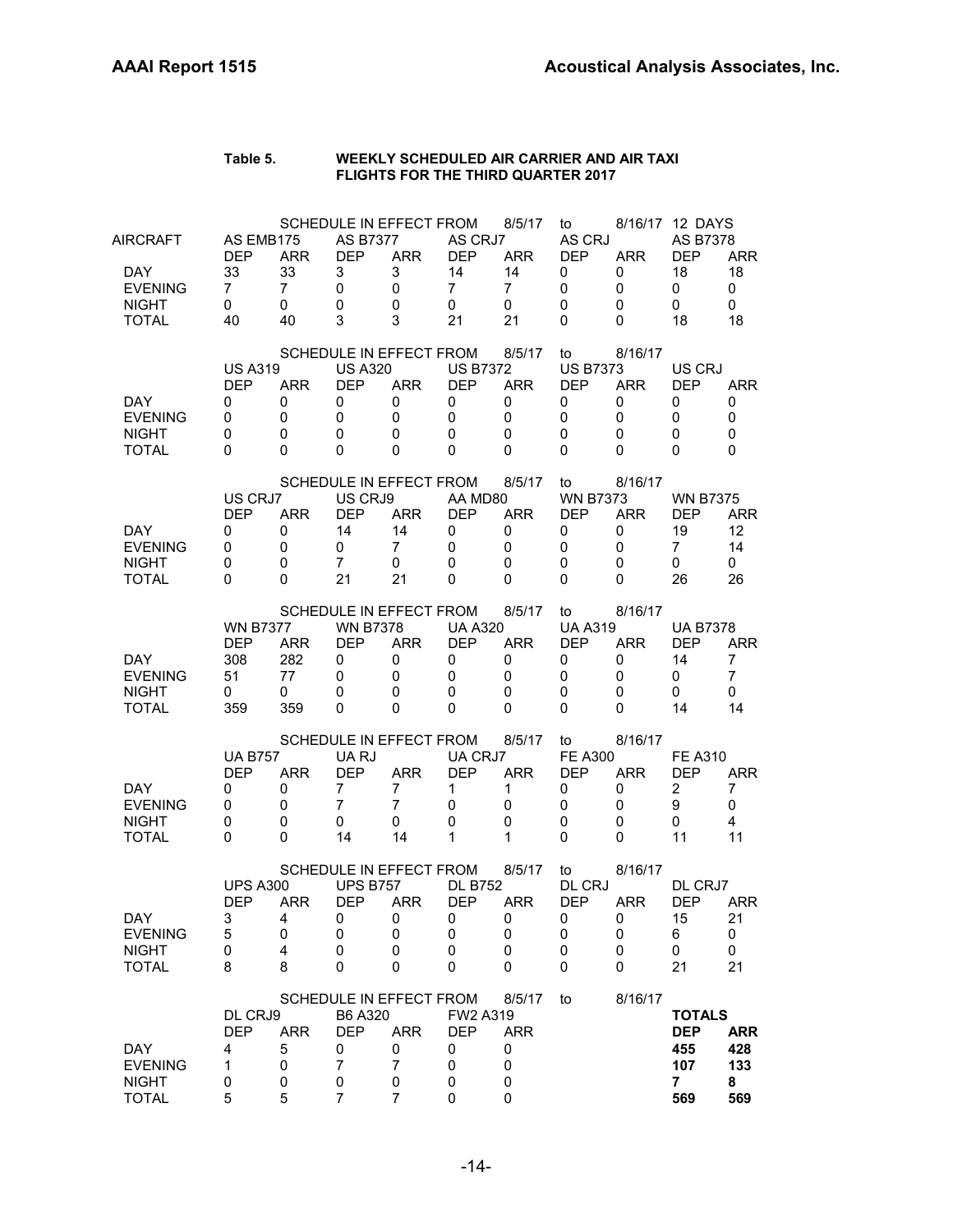**Table 5. WEEKLY SCHEDULED AIR CARRIER AND AIR TAXI FLIGHTS FOR THE THIRD QUARTER 2017**

SCHEDULE IN EFFECT FROM 8/5/17 to 8/16/17 12 DAYS

| AIRCRAFT | AS EMB175 | | AS B7377 | | AS CRJ7 | | AS CRJ | | AS B7378 | |
|---|---|---|---|---|---|---|---|---|---|---|
| | DEP | ARR | DEP | ARR | DEP | ARR | DEP | ARR | DEP | ARR |
| DAY | 33 | 33 | 3 | 3 | 14 | 14 | 0 | 0 | 18 | 18 |
| EVENING | 7 | 7 | 0 | 0 | 7 | 7 | 0 | 0 | 0 | 0 |
| NIGHT | 0 | 0 | 0 | 0 | 0 | 0 | 0 | 0 | 0 | 0 |
| TOTAL | 40 | 40 | 3 | 3 | 21 | 21 | 0 | 0 | 18 | 18 |

SCHEDULE IN EFFECT FROM 8/5/17 to 8/16/17

| | US A319 | | US A320 | | US B7372 | | US B7373 | | US CRJ | |
|---|---|---|---|---|---|---|---|---|---|---|
| | DEP | ARR | DEP | ARR | DEP | ARR | DEP | ARR | DEP | ARR |
| DAY | 0 | 0 | 0 | 0 | 0 | 0 | 0 | 0 | 0 | 0 |
| EVENING | 0 | 0 | 0 | 0 | 0 | 0 | 0 | 0 | 0 | 0 |
| NIGHT | 0 | 0 | 0 | 0 | 0 | 0 | 0 | 0 | 0 | 0 |
| TOTAL | 0 | 0 | 0 | 0 | 0 | 0 | 0 | 0 | 0 | 0 |

SCHEDULE IN EFFECT FROM 8/5/17 to 8/16/17

| | US CRJ7 | | US CRJ9 | | AA MD80 | | WN B7373 | | WN B7375 | |
|---|---|---|---|---|---|---|---|---|---|---|
| | DEP | ARR | DEP | ARR | DEP | ARR | DEP | ARR | DEP | ARR |
| DAY | 0 | 0 | 14 | 14 | 0 | 0 | 0 | 0 | 19 | 12 |
| EVENING | 0 | 0 | 0 | 7 | 0 | 0 | 0 | 0 | 7 | 14 |
| NIGHT | 0 | 0 | 7 | 0 | 0 | 0 | 0 | 0 | 0 | 0 |
| TOTAL | 0 | 0 | 21 | 21 | 0 | 0 | 0 | 0 | 26 | 26 |

SCHEDULE IN EFFECT FROM 8/5/17 to 8/16/17

| | WN B7377 | | WN B7378 | | UA A320 | | UA A319 | | UA B7378 | |
|---|---|---|---|---|---|---|---|---|---|---|
| | DEP | ARR | DEP | ARR | DEP | ARR | DEP | ARR | DEP | ARR |
| DAY | 308 | 282 | 0 | 0 | 0 | 0 | 0 | 0 | 14 | 7 |
| EVENING | 51 | 77 | 0 | 0 | 0 | 0 | 0 | 0 | 0 | 7 |
| NIGHT | 0 | 0 | 0 | 0 | 0 | 0 | 0 | 0 | 0 | 0 |
| TOTAL | 359 | 359 | 0 | 0 | 0 | 0 | 0 | 0 | 14 | 14 |

SCHEDULE IN EFFECT FROM 8/5/17 to 8/16/17

| | UA B757 | | UA RJ | | UA CRJ7 | | FE A300 | | FE A310 | |
|---|---|---|---|---|---|---|---|---|---|---|
| | DEP | ARR | DEP | ARR | DEP | ARR | DEP | ARR | DEP | ARR |
| DAY | 0 | 0 | 7 | 7 | 1 | 1 | 0 | 0 | 2 | 7 |
| EVENING | 0 | 0 | 7 | 7 | 0 | 0 | 0 | 0 | 9 | 0 |
| NIGHT | 0 | 0 | 0 | 0 | 0 | 0 | 0 | 0 | 0 | 4 |
| TOTAL | 0 | 0 | 14 | 14 | 1 | 1 | 0 | 0 | 11 | 11 |

SCHEDULE IN EFFECT FROM 8/5/17 to 8/16/17

| | UPS A300 | | UPS B757 | | DL B752 | | DL CRJ | | DL CRJ7 | |
|---|---|---|---|---|---|---|---|---|---|---|
| | DEP | ARR | DEP | ARR | DEP | ARR | DEP | ARR | DEP | ARR |
| DAY | 3 | 4 | 0 | 0 | 0 | 0 | 0 | 0 | 15 | 21 |
| EVENING | 5 | 0 | 0 | 0 | 0 | 0 | 0 | 0 | 6 | 0 |
| NIGHT | 0 | 4 | 0 | 0 | 0 | 0 | 0 | 0 | 0 | 0 |
| TOTAL | 8 | 8 | 0 | 0 | 0 | 0 | 0 | 0 | 21 | 21 |

SCHEDULE IN EFFECT FROM 8/5/17 to 8/16/17

| | DL CRJ9 | | B6 A320 | | FW2 A319 | | **TOTALS** | |
|---|---|---|---|---|---|---|---|---|
| | DEP | ARR | DEP | ARR | DEP | ARR | **DEP** | **ARR** |
| DAY | 4 | 5 | 0 | 0 | 0 | 0 | **455** | **428** |
| EVENING | 1 | 0 | 7 | 7 | 0 | 0 | **107** | **133** |
| NIGHT | 0 | 0 | 0 | 0 | 0 | 0 | **7** | **8** |
| TOTAL | 5 | 5 | 7 | 7 | 0 | 0 | **569** | **569** |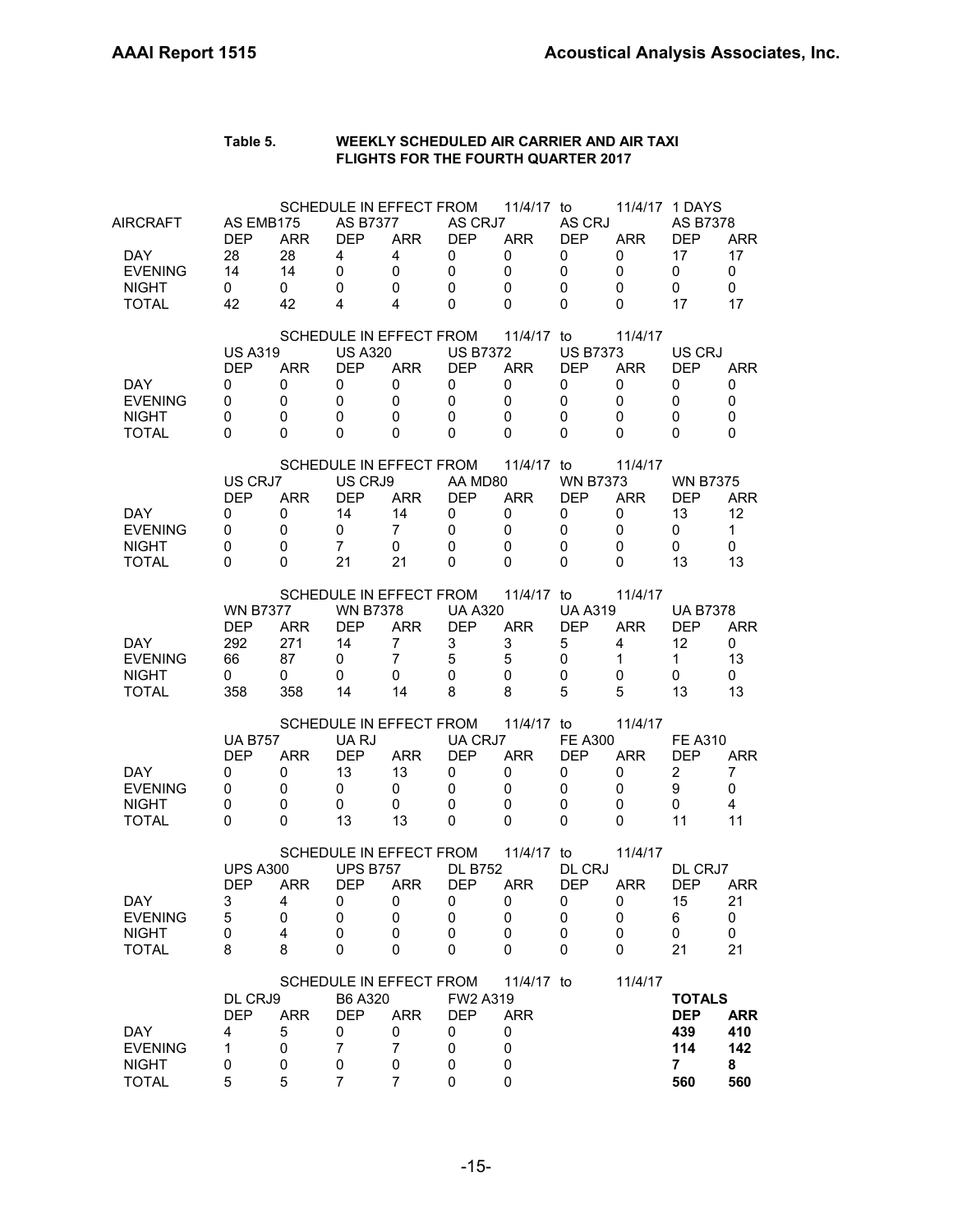**Table 5. WEEKLY SCHEDULED AIR CARRIER AND AIR TAXI FLIGHTS FOR THE FOURTH QUARTER 2017**

SCHEDULE IN EFFECT FROM 11/4/17 to 11/4/17 1 DAYS

| AIRCRAFT | AS EMB175 | | AS B7377 | | AS CRJ7 | | AS CRJ | | AS B7378 | |
|---|---|---|---|---|---|---|---|---|---|---|
| | DEP | ARR | DEP | ARR | DEP | ARR | DEP | ARR | DEP | ARR |
| DAY | 28 | 28 | 4 | 4 | 0 | 0 | 0 | 0 | 17 | 17 |
| EVENING | 14 | 14 | 0 | 0 | 0 | 0 | 0 | 0 | 0 | 0 |
| NIGHT | 0 | 0 | 0 | 0 | 0 | 0 | 0 | 0 | 0 | 0 |
| TOTAL | 42 | 42 | 4 | 4 | 0 | 0 | 0 | 0 | 17 | 17 |

SCHEDULE IN EFFECT FROM 11/4/17 to 11/4/17

| | US A319 | | US A320 | | US B7372 | | US B7373 | | US CRJ | |
|---|---|---|---|---|---|---|---|---|---|---|
| | DEP | ARR | DEP | ARR | DEP | ARR | DEP | ARR | DEP | ARR |
| DAY | 0 | 0 | 0 | 0 | 0 | 0 | 0 | 0 | 0 | 0 |
| EVENING | 0 | 0 | 0 | 0 | 0 | 0 | 0 | 0 | 0 | 0 |
| NIGHT | 0 | 0 | 0 | 0 | 0 | 0 | 0 | 0 | 0 | 0 |
| TOTAL | 0 | 0 | 0 | 0 | 0 | 0 | 0 | 0 | 0 | 0 |

SCHEDULE IN EFFECT FROM 11/4/17 to 11/4/17

| | US CRJ7 | | US CRJ9 | | AA MD80 | | WN B7373 | | WN B7375 | |
|---|---|---|---|---|---|---|---|---|---|---|
| | DEP | ARR | DEP | ARR | DEP | ARR | DEP | ARR | DEP | ARR |
| DAY | 0 | 0 | 14 | 14 | 0 | 0 | 0 | 0 | 13 | 12 |
| EVENING | 0 | 0 | 0 | 7 | 0 | 0 | 0 | 0 | 0 | 1 |
| NIGHT | 0 | 0 | 7 | 0 | 0 | 0 | 0 | 0 | 0 | 0 |
| TOTAL | 0 | 0 | 21 | 21 | 0 | 0 | 0 | 0 | 13 | 13 |

SCHEDULE IN EFFECT FROM 11/4/17 to 11/4/17

| | WN B7377 | | WN B7378 | | UA A320 | | UA A319 | | UA B7378 | |
|---|---|---|---|---|---|---|---|---|---|---|
| | DEP | ARR | DEP | ARR | DEP | ARR | DEP | ARR | DEP | ARR |
| DAY | 292 | 271 | 14 | 7 | 3 | 3 | 5 | 4 | 12 | 0 |
| EVENING | 66 | 87 | 0 | 7 | 5 | 5 | 0 | 1 | 1 | 13 |
| NIGHT | 0 | 0 | 0 | 0 | 0 | 0 | 0 | 0 | 0 | 0 |
| TOTAL | 358 | 358 | 14 | 14 | 8 | 8 | 5 | 5 | 13 | 13 |

SCHEDULE IN EFFECT FROM 11/4/17 to 11/4/17

| | UA B757 | | UA RJ | | UA CRJ7 | | FE A300 | | FE A310 | |
|---|---|---|---|---|---|---|---|---|---|---|
| | DEP | ARR | DEP | ARR | DEP | ARR | DEP | ARR | DEP | ARR |
| DAY | 0 | 0 | 13 | 13 | 0 | 0 | 0 | 0 | 2 | 7 |
| EVENING | 0 | 0 | 0 | 0 | 0 | 0 | 0 | 0 | 9 | 0 |
| NIGHT | 0 | 0 | 0 | 0 | 0 | 0 | 0 | 0 | 0 | 4 |
| TOTAL | 0 | 0 | 13 | 13 | 0 | 0 | 0 | 0 | 11 | 11 |

SCHEDULE IN EFFECT FROM 11/4/17 to 11/4/17

| | UPS A300 | | UPS B757 | | DL B752 | | DL CRJ | | DL CRJ7 | |
|---|---|---|---|---|---|---|---|---|---|---|
| | DEP | ARR | DEP | ARR | DEP | ARR | DEP | ARR | DEP | ARR |
| DAY | 3 | 4 | 0 | 0 | 0 | 0 | 0 | 0 | 15 | 21 |
| EVENING | 5 | 0 | 0 | 0 | 0 | 0 | 0 | 0 | 6 | 0 |
| NIGHT | 0 | 4 | 0 | 0 | 0 | 0 | 0 | 0 | 0 | 0 |
| TOTAL | 8 | 8 | 0 | 0 | 0 | 0 | 0 | 0 | 21 | 21 |

SCHEDULE IN EFFECT FROM 11/4/17 to 11/4/17

| | DL CRJ9 | | B6 A320 | | FW2 A319 | | | | **TOTALS** | |
|---|---|---|---|---|---|---|---|---|---|---|
| | DEP | ARR | DEP | ARR | DEP | ARR | | | **DEP** | **ARR** |
| DAY | 4 | 5 | 0 | 0 | 0 | 0 | | | **439** | **410** |
| EVENING | 1 | 0 | 7 | 7 | 0 | 0 | | | **114** | **142** |
| NIGHT | 0 | 0 | 0 | 0 | 0 | 0 | | | **7** | **8** |
| TOTAL | 5 | 5 | 7 | 7 | 0 | 0 | | | **560** | **560** |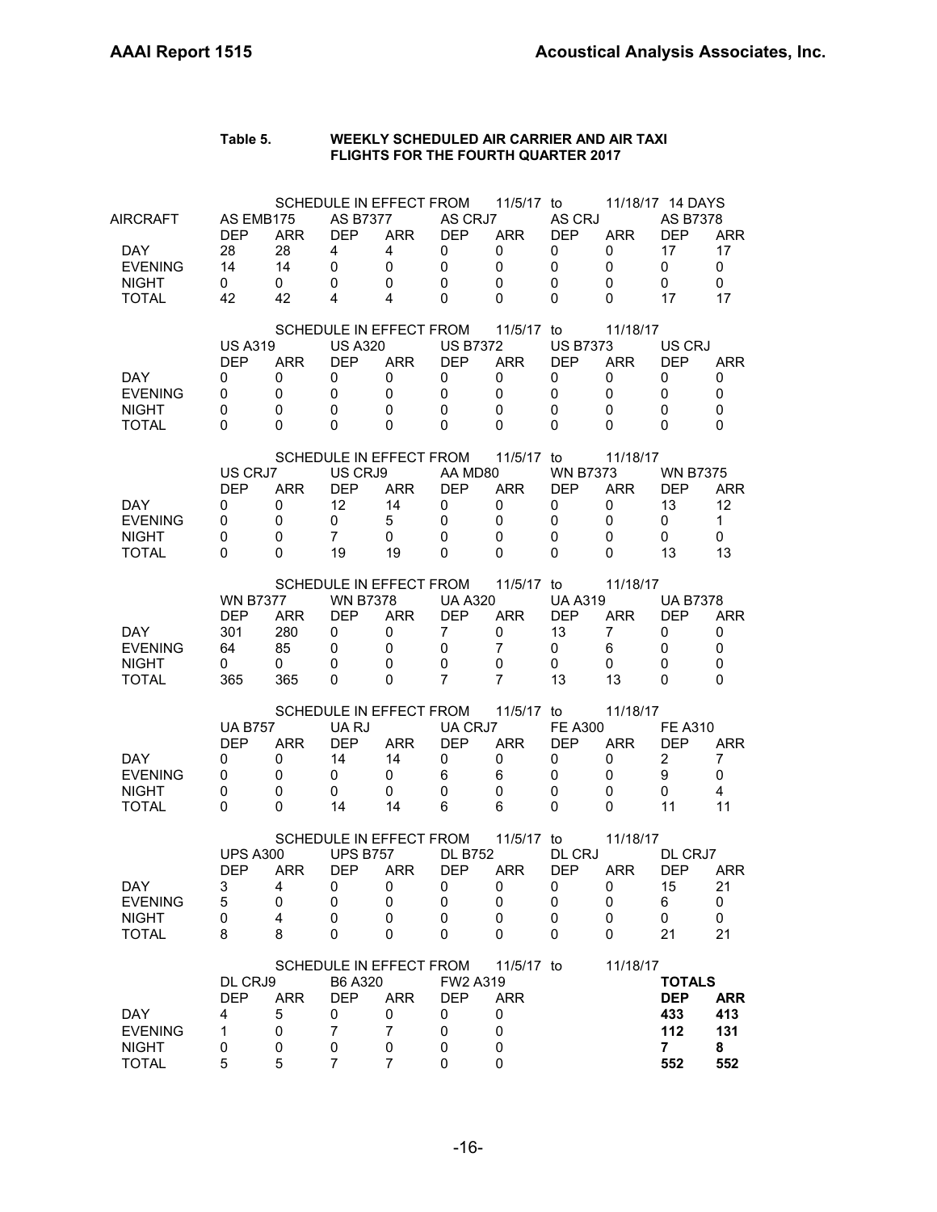**Table 5. WEEKLY SCHEDULED AIR CARRIER AND AIR TAXI FLIGHTS FOR THE FOURTH QUARTER 2017**

SCHEDULE IN EFFECT FROM 11/5/17 to 11/18/17 14 DAYS

| AIRCRAFT | AS EMB175 | | AS B7377 | | AS CRJ7 | | AS CRJ | | AS B7378 | |
|---|---|---|---|---|---|---|---|---|---|---|
| | DEP | ARR | DEP | ARR | DEP | ARR | DEP | ARR | DEP | ARR |
| DAY | 28 | 28 | 4 | 4 | 0 | 0 | 0 | 0 | 17 | 17 |
| EVENING | 14 | 14 | 0 | 0 | 0 | 0 | 0 | 0 | 0 | 0 |
| NIGHT | 0 | 0 | 0 | 0 | 0 | 0 | 0 | 0 | 0 | 0 |
| TOTAL | 42 | 42 | 4 | 4 | 0 | 0 | 0 | 0 | 17 | 17 |

SCHEDULE IN EFFECT FROM 11/5/17 to 11/18/17

| | US A319 | | US A320 | | US B7372 | | US B7373 | | US CRJ | |
|---|---|---|---|---|---|---|---|---|---|---|
| | DEP | ARR | DEP | ARR | DEP | ARR | DEP | ARR | DEP | ARR |
| DAY | 0 | 0 | 0 | 0 | 0 | 0 | 0 | 0 | 0 | 0 |
| EVENING | 0 | 0 | 0 | 0 | 0 | 0 | 0 | 0 | 0 | 0 |
| NIGHT | 0 | 0 | 0 | 0 | 0 | 0 | 0 | 0 | 0 | 0 |
| TOTAL | 0 | 0 | 0 | 0 | 0 | 0 | 0 | 0 | 0 | 0 |

SCHEDULE IN EFFECT FROM 11/5/17 to 11/18/17

| | US CRJ7 | | US CRJ9 | | AA MD80 | | WN B7373 | | WN B7375 | |
|---|---|---|---|---|---|---|---|---|---|---|
| | DEP | ARR | DEP | ARR | DEP | ARR | DEP | ARR | DEP | ARR |
| DAY | 0 | 0 | 12 | 14 | 0 | 0 | 0 | 0 | 13 | 12 |
| EVENING | 0 | 0 | 0 | 5 | 0 | 0 | 0 | 0 | 0 | 1 |
| NIGHT | 0 | 0 | 7 | 0 | 0 | 0 | 0 | 0 | 0 | 0 |
| TOTAL | 0 | 0 | 19 | 19 | 0 | 0 | 0 | 0 | 13 | 13 |

SCHEDULE IN EFFECT FROM 11/5/17 to 11/18/17

| | WN B7377 | | WN B7378 | | UA A320 | | UA A319 | | UA B7378 | |
|---|---|---|---|---|---|---|---|---|---|---|
| | DEP | ARR | DEP | ARR | DEP | ARR | DEP | ARR | DEP | ARR |
| DAY | 301 | 280 | 0 | 0 | 7 | 0 | 13 | 7 | 0 | 0 |
| EVENING | 64 | 85 | 0 | 0 | 0 | 7 | 0 | 6 | 0 | 0 |
| NIGHT | 0 | 0 | 0 | 0 | 0 | 0 | 0 | 0 | 0 | 0 |
| TOTAL | 365 | 365 | 0 | 0 | 7 | 7 | 13 | 13 | 0 | 0 |

SCHEDULE IN EFFECT FROM 11/5/17 to 11/18/17

| | UA B757 | | UA RJ | | UA CRJ7 | | FE A300 | | FE A310 | |
|---|---|---|---|---|---|---|---|---|---|---|
| | DEP | ARR | DEP | ARR | DEP | ARR | DEP | ARR | DEP | ARR |
| DAY | 0 | 0 | 14 | 14 | 0 | 0 | 0 | 0 | 2 | 7 |
| EVENING | 0 | 0 | 0 | 0 | 6 | 6 | 0 | 0 | 9 | 0 |
| NIGHT | 0 | 0 | 0 | 0 | 0 | 0 | 0 | 0 | 0 | 4 |
| TOTAL | 0 | 0 | 14 | 14 | 6 | 6 | 0 | 0 | 11 | 11 |

SCHEDULE IN EFFECT FROM 11/5/17 to 11/18/17

| | UPS A300 | | UPS B757 | | DL B752 | | DL CRJ | | DL CRJ7 | |
|---|---|---|---|---|---|---|---|---|---|---|
| | DEP | ARR | DEP | ARR | DEP | ARR | DEP | ARR | DEP | ARR |
| DAY | 3 | 4 | 0 | 0 | 0 | 0 | 0 | 0 | 15 | 21 |
| EVENING | 5 | 0 | 0 | 0 | 0 | 0 | 0 | 0 | 6 | 0 |
| NIGHT | 0 | 4 | 0 | 0 | 0 | 0 | 0 | 0 | 0 | 0 |
| TOTAL | 8 | 8 | 0 | 0 | 0 | 0 | 0 | 0 | 21 | 21 |

SCHEDULE IN EFFECT FROM 11/5/17 to 11/18/17

| | DL CRJ9 | | B6 A320 | | FW2 A319 | | **TOTALS** | |
|---|---|---|---|---|---|---|---|---|
| | DEP | ARR | DEP | ARR | DEP | ARR | **DEP** | **ARR** |
| DAY | 4 | 5 | 0 | 0 | 0 | 0 | **433** | **413** |
| EVENING | 1 | 0 | 7 | 7 | 0 | 0 | **112** | **131** |
| NIGHT | 0 | 0 | 0 | 0 | 0 | 0 | **7** | **8** |
| TOTAL | 5 | 5 | 7 | 7 | 0 | 0 | **552** | **552** |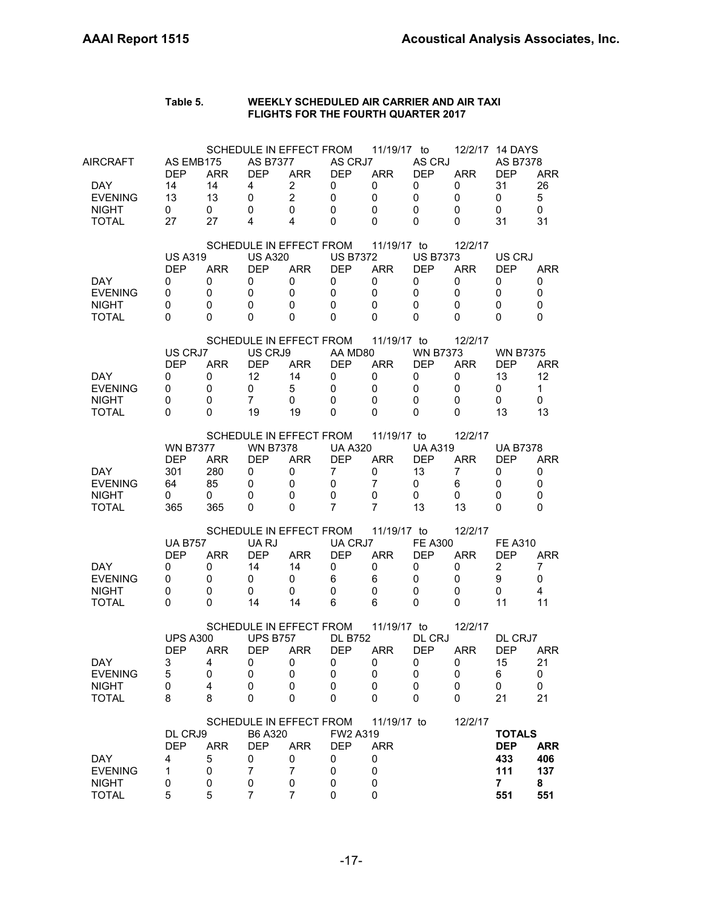**Table 5. WEEKLY SCHEDULED AIR CARRIER AND AIR TAXI FLIGHTS FOR THE FOURTH QUARTER 2017**

SCHEDULE IN EFFECT FROM 11/19/17 to 12/2/17 14 DAYS

| AIRCRAFT | AS EMB175 | | AS B7377 | | AS CRJ7 | | AS CRJ | | AS B7378 | |
|---|---|---|---|---|---|---|---|---|---|---|
| | DEP | ARR | DEP | ARR | DEP | ARR | DEP | ARR | DEP | ARR |
| DAY | 14 | 14 | 4 | 2 | 0 | 0 | 0 | 0 | 31 | 26 |
| EVENING | 13 | 13 | 0 | 2 | 0 | 0 | 0 | 0 | 0 | 5 |
| NIGHT | 0 | 0 | 0 | 0 | 0 | 0 | 0 | 0 | 0 | 0 |
| TOTAL | 27 | 27 | 4 | 4 | 0 | 0 | 0 | 0 | 31 | 31 |

SCHEDULE IN EFFECT FROM 11/19/17 to 12/2/17

| | US A319 | | US A320 | | US B7372 | | US B7373 | | US CRJ | |
|---|---|---|---|---|---|---|---|---|---|---|
| | DEP | ARR | DEP | ARR | DEP | ARR | DEP | ARR | DEP | ARR |
| DAY | 0 | 0 | 0 | 0 | 0 | 0 | 0 | 0 | 0 | 0 |
| EVENING | 0 | 0 | 0 | 0 | 0 | 0 | 0 | 0 | 0 | 0 |
| NIGHT | 0 | 0 | 0 | 0 | 0 | 0 | 0 | 0 | 0 | 0 |
| TOTAL | 0 | 0 | 0 | 0 | 0 | 0 | 0 | 0 | 0 | 0 |

SCHEDULE IN EFFECT FROM 11/19/17 to 12/2/17

| | US CRJ7 | | US CRJ9 | | AA MD80 | | WN B7373 | | WN B7375 | |
|---|---|---|---|---|---|---|---|---|---|---|
| | DEP | ARR | DEP | ARR | DEP | ARR | DEP | ARR | DEP | ARR |
| DAY | 0 | 0 | 12 | 14 | 0 | 0 | 0 | 0 | 13 | 12 |
| EVENING | 0 | 0 | 0 | 5 | 0 | 0 | 0 | 0 | 0 | 1 |
| NIGHT | 0 | 0 | 7 | 0 | 0 | 0 | 0 | 0 | 0 | 0 |
| TOTAL | 0 | 0 | 19 | 19 | 0 | 0 | 0 | 0 | 13 | 13 |

SCHEDULE IN EFFECT FROM 11/19/17 to 12/2/17

| | WN B7377 | | WN B7378 | | UA A320 | | UA A319 | | UA B7378 | |
|---|---|---|---|---|---|---|---|---|---|---|
| | DEP | ARR | DEP | ARR | DEP | ARR | DEP | ARR | DEP | ARR |
| DAY | 301 | 280 | 0 | 0 | 7 | 0 | 13 | 7 | 0 | 0 |
| EVENING | 64 | 85 | 0 | 0 | 0 | 7 | 0 | 6 | 0 | 0 |
| NIGHT | 0 | 0 | 0 | 0 | 0 | 0 | 0 | 0 | 0 | 0 |
| TOTAL | 365 | 365 | 0 | 0 | 7 | 7 | 13 | 13 | 0 | 0 |

SCHEDULE IN EFFECT FROM 11/19/17 to 12/2/17

| | UA B757 | | UA RJ | | UA CRJ7 | | FE A300 | | FE A310 | |
|---|---|---|---|---|---|---|---|---|---|---|
| | DEP | ARR | DEP | ARR | DEP | ARR | DEP | ARR | DEP | ARR |
| DAY | 0 | 0 | 14 | 14 | 0 | 0 | 0 | 0 | 2 | 7 |
| EVENING | 0 | 0 | 0 | 0 | 6 | 6 | 0 | 0 | 9 | 0 |
| NIGHT | 0 | 0 | 0 | 0 | 0 | 0 | 0 | 0 | 0 | 4 |
| TOTAL | 0 | 0 | 14 | 14 | 6 | 6 | 0 | 0 | 11 | 11 |

SCHEDULE IN EFFECT FROM 11/19/17 to 12/2/17

| | UPS A300 | | UPS B757 | | DL B752 | | DL CRJ | | DL CRJ7 | |
|---|---|---|---|---|---|---|---|---|---|---|
| | DEP | ARR | DEP | ARR | DEP | ARR | DEP | ARR | DEP | ARR |
| DAY | 3 | 4 | 0 | 0 | 0 | 0 | 0 | 0 | 15 | 21 |
| EVENING | 5 | 0 | 0 | 0 | 0 | 0 | 0 | 0 | 6 | 0 |
| NIGHT | 0 | 4 | 0 | 0 | 0 | 0 | 0 | 0 | 0 | 0 |
| TOTAL | 8 | 8 | 0 | 0 | 0 | 0 | 0 | 0 | 21 | 21 |

SCHEDULE IN EFFECT FROM 11/19/17 to 12/2/17

| | DL CRJ9 | | B6 A320 | | FW2 A319 | | **TOTALS** | |
|---|---|---|---|---|---|---|---|---|
| | DEP | ARR | DEP | ARR | DEP | ARR | **DEP** | **ARR** |
| DAY | 4 | 5 | 0 | 0 | 0 | 0 | **433** | **406** |
| EVENING | 1 | 0 | 7 | 7 | 0 | 0 | **111** | **137** |
| NIGHT | 0 | 0 | 0 | 0 | 0 | 0 | **7** | **8** |
| TOTAL | 5 | 5 | 7 | 7 | 0 | 0 | **551** | **551** |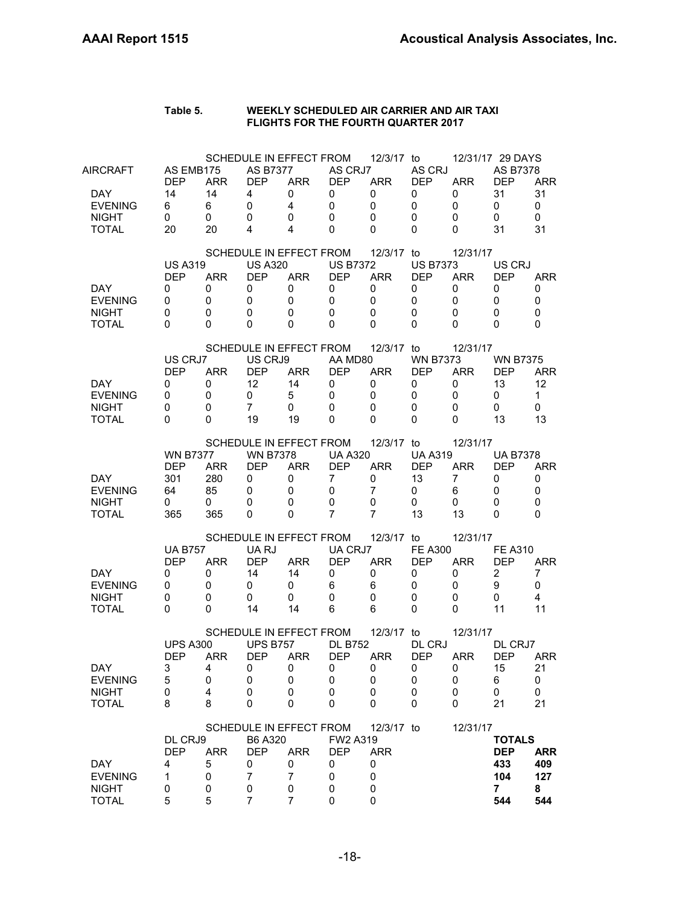**Table 5. WEEKLY SCHEDULED AIR CARRIER AND AIR TAXI FLIGHTS FOR THE FOURTH QUARTER 2017**

SCHEDULE IN EFFECT FROM 12/3/17 to 12/31/17 29 DAYS

| AIRCRAFT | AS EMB175 | | AS B7377 | | AS CRJ7 | | AS CRJ | | AS B7378 | |
|---|---|---|---|---|---|---|---|---|---|---|
| | DEP | ARR | DEP | ARR | DEP | ARR | DEP | ARR | DEP | ARR |
| DAY | 14 | 14 | 4 | 0 | 0 | 0 | 0 | 0 | 31 | 31 |
| EVENING | 6 | 6 | 0 | 4 | 0 | 0 | 0 | 0 | 0 | 0 |
| NIGHT | 0 | 0 | 0 | 0 | 0 | 0 | 0 | 0 | 0 | 0 |
| TOTAL | 20 | 20 | 4 | 4 | 0 | 0 | 0 | 0 | 31 | 31 |

SCHEDULE IN EFFECT FROM 12/3/17 to 12/31/17

| | US A319 | | US A320 | | US B7372 | | US B7373 | | US CRJ | |
|---|---|---|---|---|---|---|---|---|---|---|
| | DEP | ARR | DEP | ARR | DEP | ARR | DEP | ARR | DEP | ARR |
| DAY | 0 | 0 | 0 | 0 | 0 | 0 | 0 | 0 | 0 | 0 |
| EVENING | 0 | 0 | 0 | 0 | 0 | 0 | 0 | 0 | 0 | 0 |
| NIGHT | 0 | 0 | 0 | 0 | 0 | 0 | 0 | 0 | 0 | 0 |
| TOTAL | 0 | 0 | 0 | 0 | 0 | 0 | 0 | 0 | 0 | 0 |

SCHEDULE IN EFFECT FROM 12/3/17 to 12/31/17

| | US CRJ7 | | US CRJ9 | | AA MD80 | | WN B7373 | | WN B7375 | |
|---|---|---|---|---|---|---|---|---|---|---|
| | DEP | ARR | DEP | ARR | DEP | ARR | DEP | ARR | DEP | ARR |
| DAY | 0 | 0 | 12 | 14 | 0 | 0 | 0 | 0 | 13 | 12 |
| EVENING | 0 | 0 | 0 | 5 | 0 | 0 | 0 | 0 | 0 | 1 |
| NIGHT | 0 | 0 | 7 | 0 | 0 | 0 | 0 | 0 | 0 | 0 |
| TOTAL | 0 | 0 | 19 | 19 | 0 | 0 | 0 | 0 | 13 | 13 |

SCHEDULE IN EFFECT FROM 12/3/17 to 12/31/17

| | WN B7377 | | WN B7378 | | UA A320 | | UA A319 | | UA B7378 | |
|---|---|---|---|---|---|---|---|---|---|---|
| | DEP | ARR | DEP | ARR | DEP | ARR | DEP | ARR | DEP | ARR |
| DAY | 301 | 280 | 0 | 0 | 7 | 0 | 13 | 7 | 0 | 0 |
| EVENING | 64 | 85 | 0 | 0 | 0 | 7 | 0 | 6 | 0 | 0 |
| NIGHT | 0 | 0 | 0 | 0 | 0 | 0 | 0 | 0 | 0 | 0 |
| TOTAL | 365 | 365 | 0 | 0 | 7 | 7 | 13 | 13 | 0 | 0 |

SCHEDULE IN EFFECT FROM 12/3/17 to 12/31/17

| | UA B757 | | UA RJ | | UA CRJ7 | | FE A300 | | FE A310 | |
|---|---|---|---|---|---|---|---|---|---|---|
| | DEP | ARR | DEP | ARR | DEP | ARR | DEP | ARR | DEP | ARR |
| DAY | 0 | 0 | 14 | 14 | 0 | 0 | 0 | 0 | 2 | 7 |
| EVENING | 0 | 0 | 0 | 0 | 6 | 6 | 0 | 0 | 9 | 0 |
| NIGHT | 0 | 0 | 0 | 0 | 0 | 0 | 0 | 0 | 0 | 4 |
| TOTAL | 0 | 0 | 14 | 14 | 6 | 6 | 0 | 0 | 11 | 11 |

SCHEDULE IN EFFECT FROM 12/3/17 to 12/31/17

| | UPS A300 | | UPS B757 | | DL B752 | | DL CRJ | | DL CRJ7 | |
|---|---|---|---|---|---|---|---|---|---|---|
| | DEP | ARR | DEP | ARR | DEP | ARR | DEP | ARR | DEP | ARR |
| DAY | 3 | 4 | 0 | 0 | 0 | 0 | 0 | 0 | 15 | 21 |
| EVENING | 5 | 0 | 0 | 0 | 0 | 0 | 0 | 0 | 6 | 0 |
| NIGHT | 0 | 4 | 0 | 0 | 0 | 0 | 0 | 0 | 0 | 0 |
| TOTAL | 8 | 8 | 0 | 0 | 0 | 0 | 0 | 0 | 21 | 21 |

SCHEDULE IN EFFECT FROM 12/3/17 to 12/31/17

| | DL CRJ9 | | B6 A320 | | FW2 A319 | | **TOTALS** | |
|---|---|---|---|---|---|---|---|---|
| | DEP | ARR | DEP | ARR | DEP | ARR | **DEP** | **ARR** |
| DAY | 4 | 5 | 0 | 0 | 0 | 0 | **433** | **409** |
| EVENING | 1 | 0 | 7 | 7 | 0 | 0 | **104** | **127** |
| NIGHT | 0 | 0 | 0 | 0 | 0 | 0 | **7** | **8** |
| TOTAL | 5 | 5 | 7 | 7 | 0 | 0 | **544** | **544** |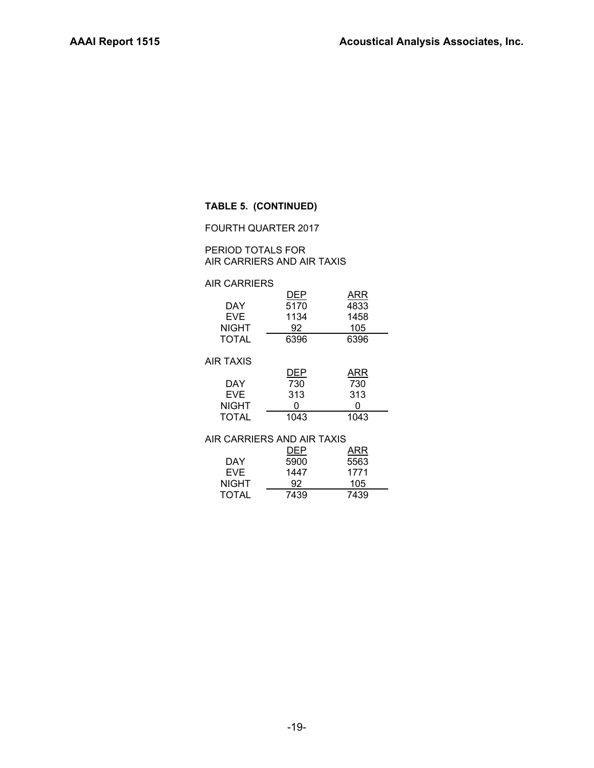**TABLE 5. (CONTINUED)**

FOURTH QUARTER 2017

PERIOD TOTALS FOR
AIR CARRIERS AND AIR TAXIS

AIR CARRIERS

| | DEP | ARR |
|---|---|---|
| DAY | 5170 | 4833 |
| EVE | 1134 | 1458 |
| NIGHT | 92 | 105 |
| TOTAL | 6396 | 6396 |

AIR TAXIS

| | DEP | ARR |
|---|---|---|
| DAY | 730 | 730 |
| EVE | 313 | 313 |
| NIGHT | 0 | 0 |
| TOTAL | 1043 | 1043 |

AIR CARRIERS AND AIR TAXIS

| | DEP | ARR |
|---|---|---|
| DAY | 5900 | 5563 |
| EVE | 1447 | 1771 |
| NIGHT | 92 | 105 |
| TOTAL | 7439 | 7439 |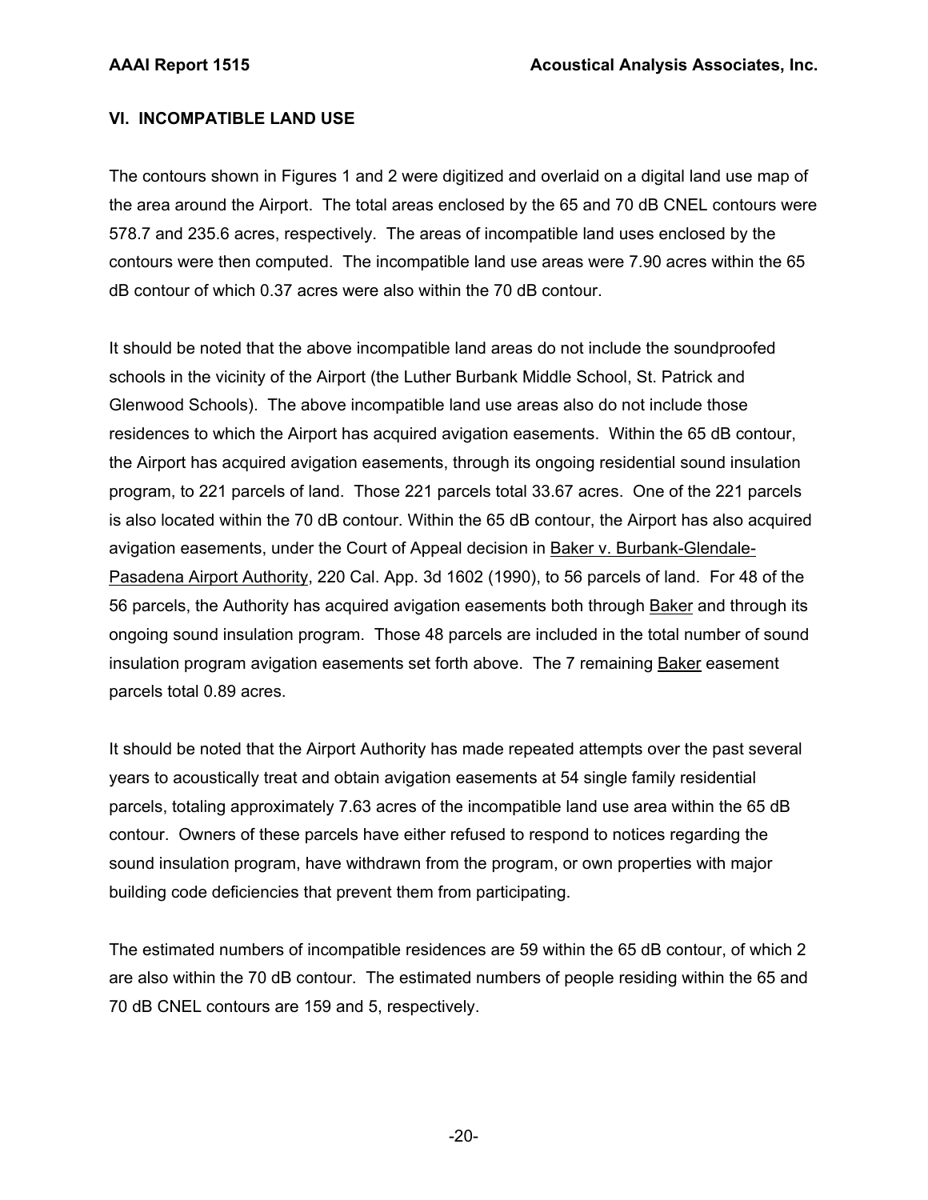## VI. INCOMPATIBLE LAND USE

The contours shown in Figures 1 and 2 were digitized and overlaid on a digital land use map of the area around the Airport. The total areas enclosed by the 65 and 70 dB CNEL contours were 578.7 and 235.6 acres, respectively. The areas of incompatible land uses enclosed by the contours were then computed. The incompatible land use areas were 7.90 acres within the 65 dB contour of which 0.37 acres were also within the 70 dB contour.

It should be noted that the above incompatible land areas do not include the soundproofed schools in the vicinity of the Airport (the Luther Burbank Middle School, St. Patrick and Glenwood Schools). The above incompatible land use areas also do not include those residences to which the Airport has acquired avigation easements. Within the 65 dB contour, the Airport has acquired avigation easements, through its ongoing residential sound insulation program, to 221 parcels of land. Those 221 parcels total 33.67 acres. One of the 221 parcels is also located within the 70 dB contour. Within the 65 dB contour, the Airport has also acquired avigation easements, under the Court of Appeal decision in Baker v. Burbank-Glendale-Pasadena Airport Authority, 220 Cal. App. 3d 1602 (1990), to 56 parcels of land. For 48 of the 56 parcels, the Authority has acquired avigation easements both through Baker and through its ongoing sound insulation program. Those 48 parcels are included in the total number of sound insulation program avigation easements set forth above. The 7 remaining Baker easement parcels total 0.89 acres.

It should be noted that the Airport Authority has made repeated attempts over the past several years to acoustically treat and obtain avigation easements at 54 single family residential parcels, totaling approximately 7.63 acres of the incompatible land use area within the 65 dB contour. Owners of these parcels have either refused to respond to notices regarding the sound insulation program, have withdrawn from the program, or own properties with major building code deficiencies that prevent them from participating.

The estimated numbers of incompatible residences are 59 within the 65 dB contour, of which 2 are also within the 70 dB contour. The estimated numbers of people residing within the 65 and 70 dB CNEL contours are 159 and 5, respectively.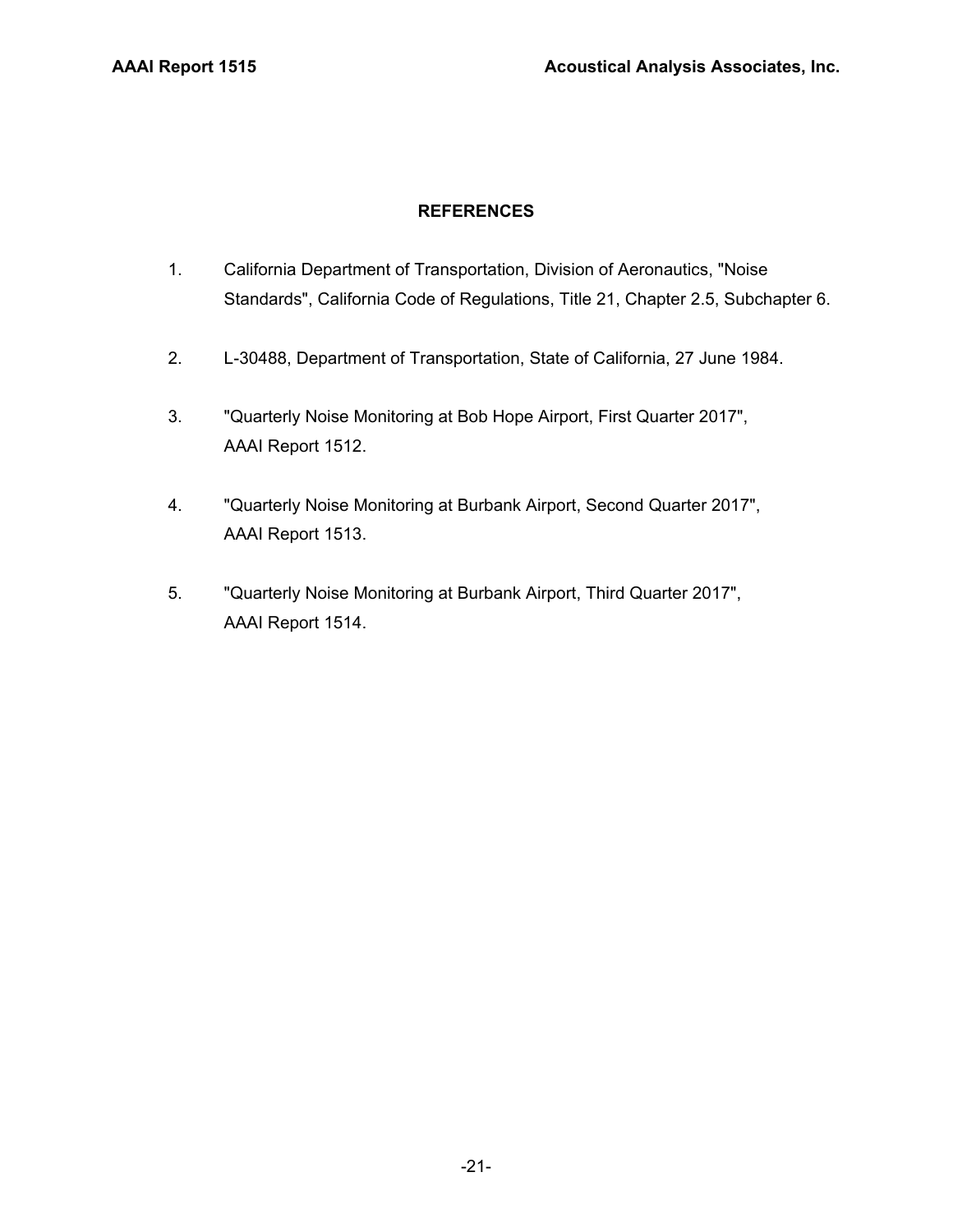## REFERENCES

1. California Department of Transportation, Division of Aeronautics, "Noise Standards", California Code of Regulations, Title 21, Chapter 2.5, Subchapter 6.

2. L-30488, Department of Transportation, State of California, 27 June 1984.

3. "Quarterly Noise Monitoring at Bob Hope Airport, First Quarter 2017", AAAI Report 1512.

4. "Quarterly Noise Monitoring at Burbank Airport, Second Quarter 2017", AAAI Report 1513.

5. "Quarterly Noise Monitoring at Burbank Airport, Third Quarter 2017", AAAI Report 1514.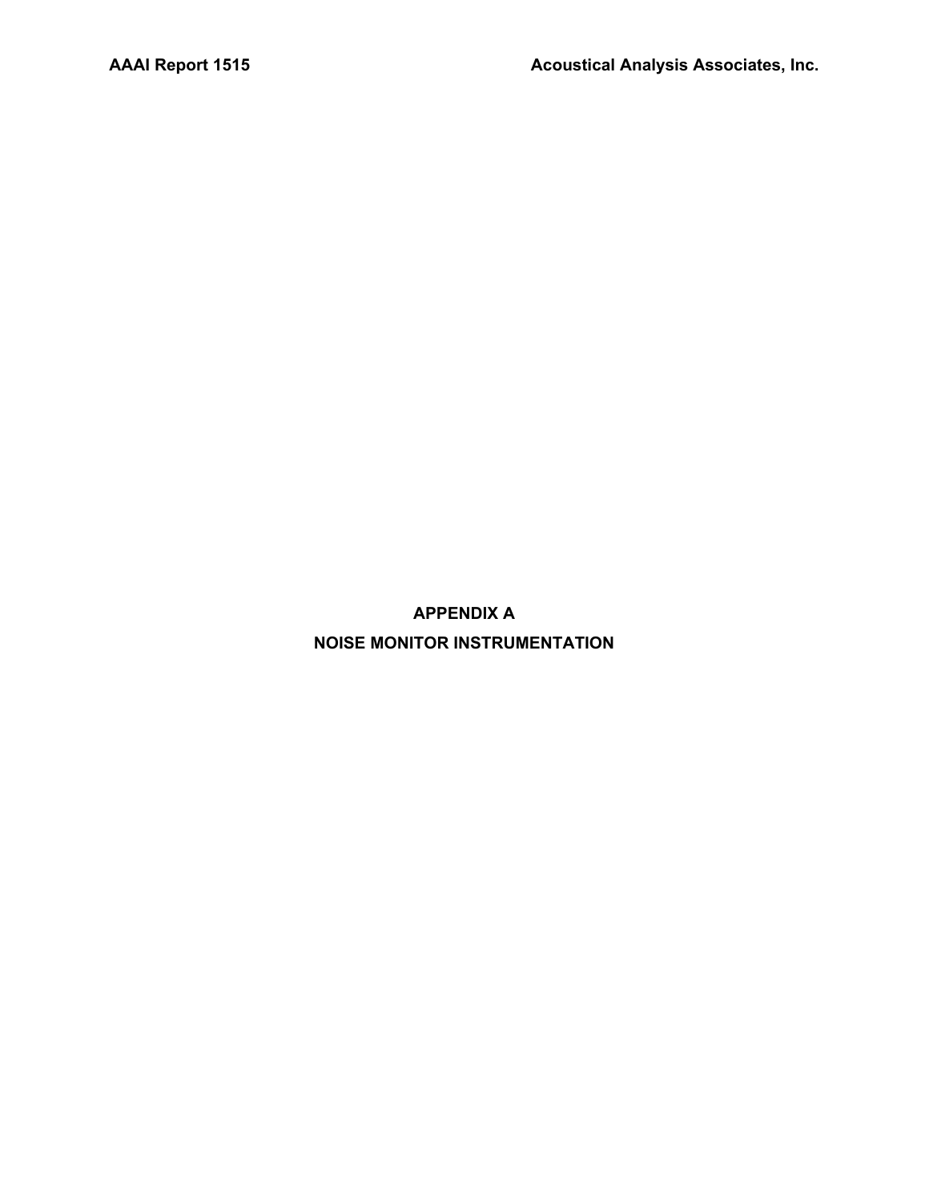# APPENDIX A

# NOISE MONITOR INSTRUMENTATION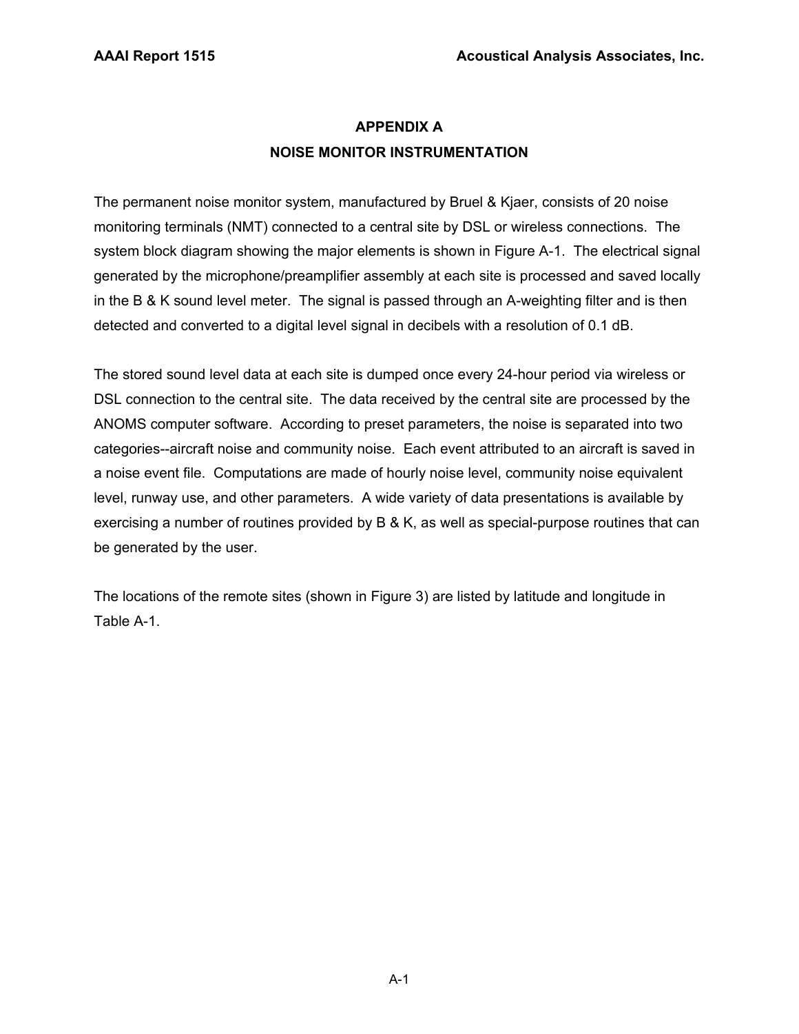# APPENDIX A

## NOISE MONITOR INSTRUMENTATION

The permanent noise monitor system, manufactured by Bruel & Kjaer, consists of 20 noise monitoring terminals (NMT) connected to a central site by DSL or wireless connections. The system block diagram showing the major elements is shown in Figure A-1. The electrical signal generated by the microphone/preamplifier assembly at each site is processed and saved locally in the B & K sound level meter. The signal is passed through an A-weighting filter and is then detected and converted to a digital level signal in decibels with a resolution of 0.1 dB.

The stored sound level data at each site is dumped once every 24-hour period via wireless or DSL connection to the central site. The data received by the central site are processed by the ANOMS computer software. According to preset parameters, the noise is separated into two categories--aircraft noise and community noise. Each event attributed to an aircraft is saved in a noise event file. Computations are made of hourly noise level, community noise equivalent level, runway use, and other parameters. A wide variety of data presentations is available by exercising a number of routines provided by B & K, as well as special-purpose routines that can be generated by the user.

The locations of the remote sites (shown in Figure 3) are listed by latitude and longitude in Table A-1.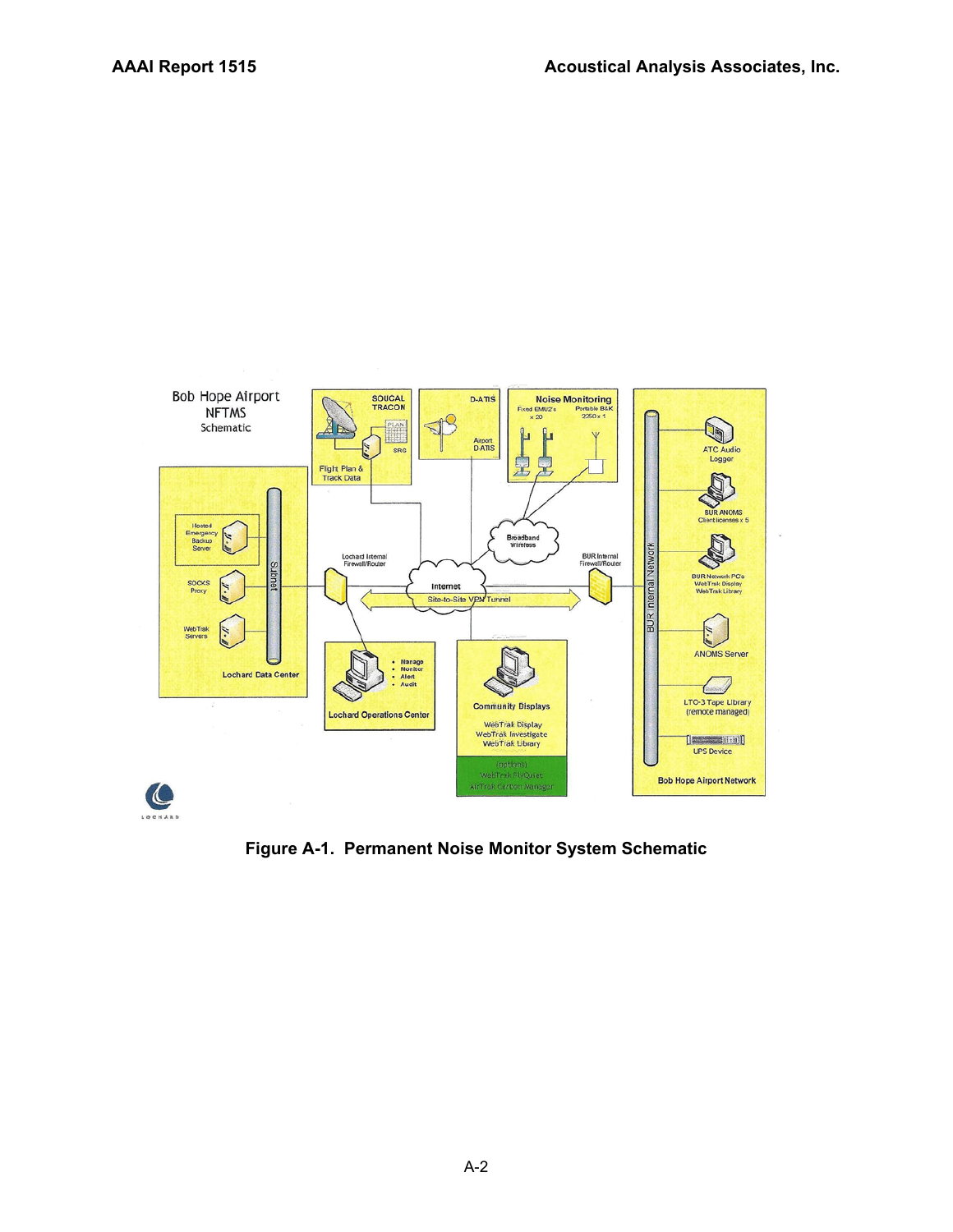Figure A-1. Permanent Noise Monitor System Schematic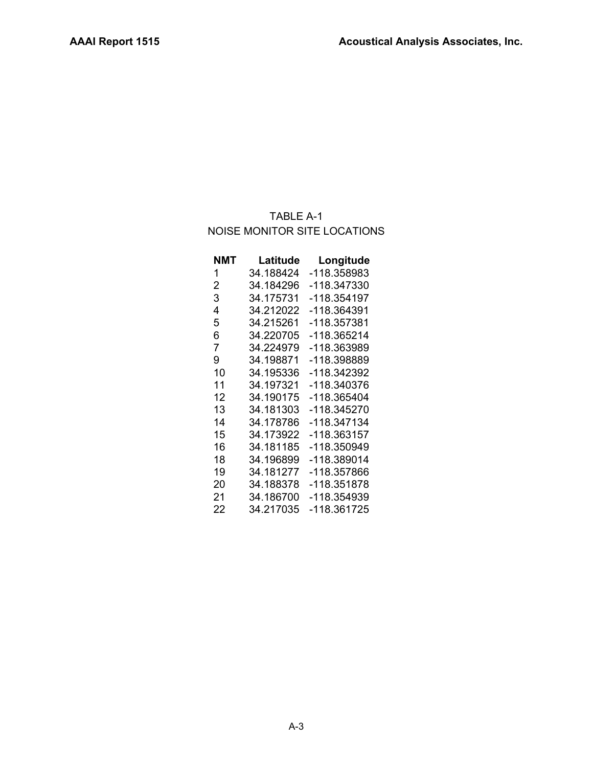TABLE A-1

NOISE MONITOR SITE LOCATIONS

| NMT | Latitude | Longitude |
|---|---|---|
| 1 | 34.188424 | -118.358983 |
| 2 | 34.184296 | -118.347330 |
| 3 | 34.175731 | -118.354197 |
| 4 | 34.212022 | -118.364391 |
| 5 | 34.215261 | -118.357381 |
| 6 | 34.220705 | -118.365214 |
| 7 | 34.224979 | -118.363989 |
| 9 | 34.198871 | -118.398889 |
| 10 | 34.195336 | -118.342392 |
| 11 | 34.197321 | -118.340376 |
| 12 | 34.190175 | -118.365404 |
| 13 | 34.181303 | -118.345270 |
| 14 | 34.178786 | -118.347134 |
| 15 | 34.173922 | -118.363157 |
| 16 | 34.181185 | -118.350949 |
| 18 | 34.196899 | -118.389014 |
| 19 | 34.181277 | -118.357866 |
| 20 | 34.188378 | -118.351878 |
| 21 | 34.186700 | -118.354939 |
| 22 | 34.217035 | -118.361725 |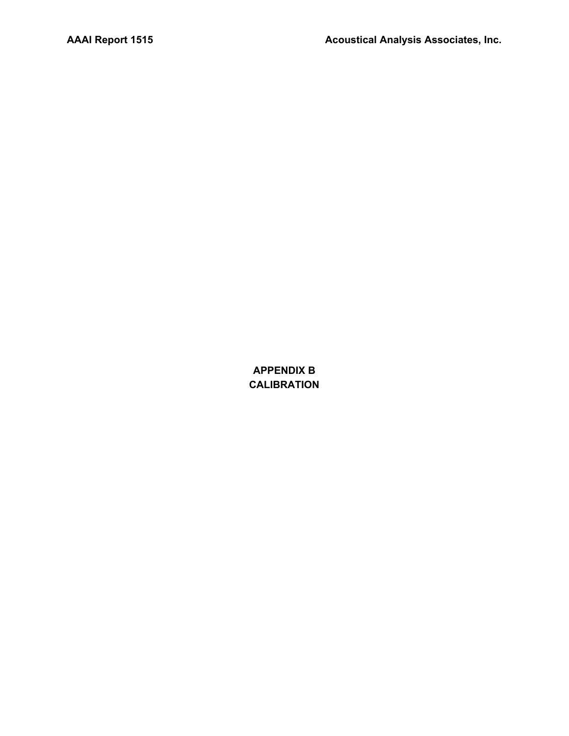# APPENDIX B
# CALIBRATION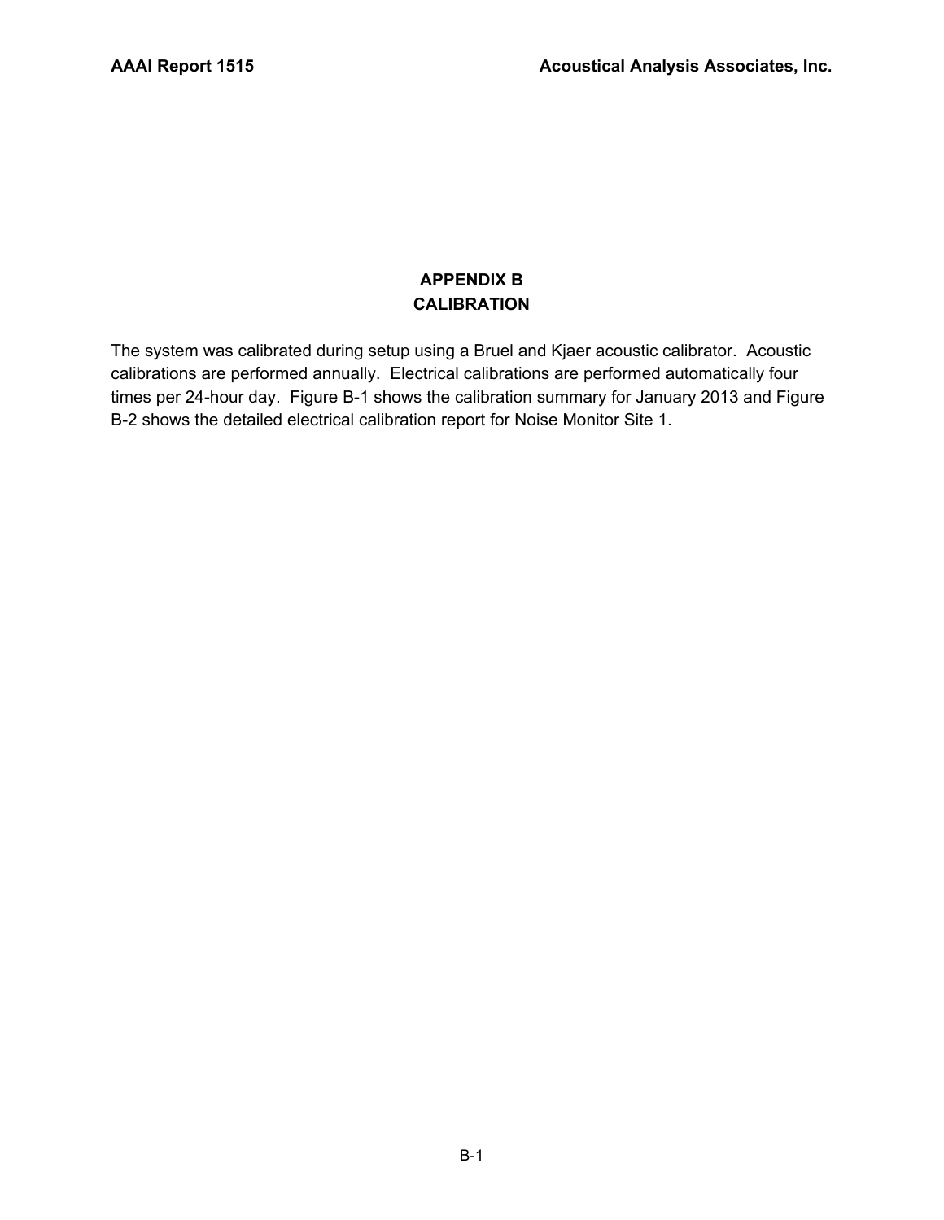# APPENDIX B
# CALIBRATION

The system was calibrated during setup using a Bruel and Kjaer acoustic calibrator. Acoustic calibrations are performed annually. Electrical calibrations are performed automatically four times per 24-hour day. Figure B-1 shows the calibration summary for January 2013 and Figure B-2 shows the detailed electrical calibration report for Noise Monitor Site 1.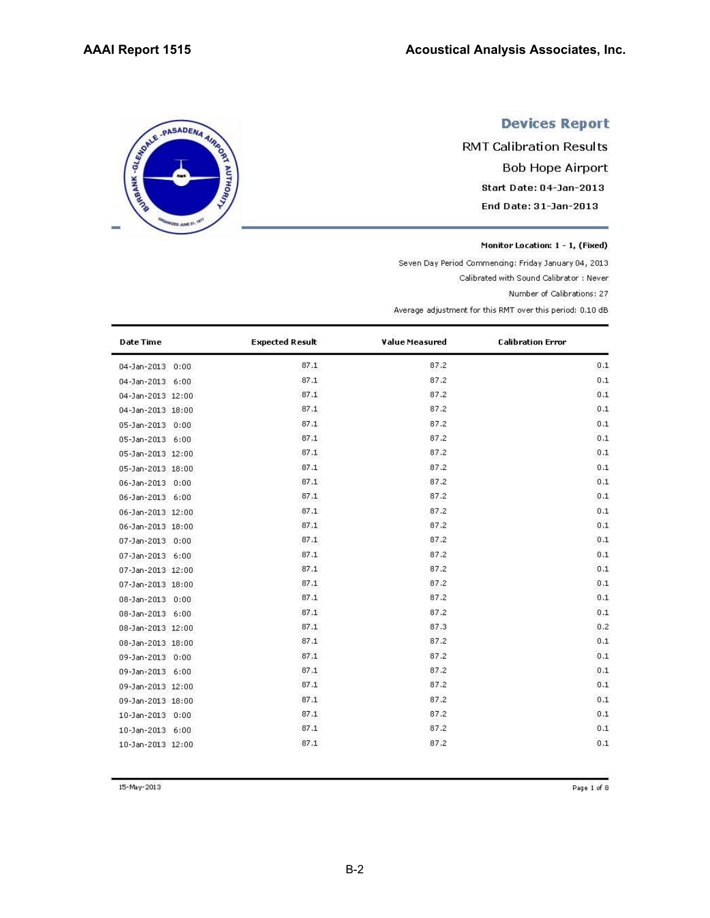# Devices Report

## RMT Calibration Results

## Bob Hope Airport

**Start Date: 04-Jan-2013**

**End Date: 31-Jan-2013**

**Monitor Location: 1 - 1, (Fixed)**

Seven Day Period Commencing: Friday January 04, 2013

Calibrated with Sound Calibrator : Never

Number of Calibrations: 27

Average adjustment for this RMT over this period: 0.10 dB

| Date Time | Expected Result | Value Measured | Calibration Error |
|---|---|---|---|
| 04-Jan-2013 0:00 | 87.1 | 87.2 | 0.1 |
| 04-Jan-2013 6:00 | 87.1 | 87.2 | 0.1 |
| 04-Jan-2013 12:00 | 87.1 | 87.2 | 0.1 |
| 04-Jan-2013 18:00 | 87.1 | 87.2 | 0.1 |
| 05-Jan-2013 0:00 | 87.1 | 87.2 | 0.1 |
| 05-Jan-2013 6:00 | 87.1 | 87.2 | 0.1 |
| 05-Jan-2013 12:00 | 87.1 | 87.2 | 0.1 |
| 05-Jan-2013 18:00 | 87.1 | 87.2 | 0.1 |
| 06-Jan-2013 0:00 | 87.1 | 87.2 | 0.1 |
| 06-Jan-2013 6:00 | 87.1 | 87.2 | 0.1 |
| 06-Jan-2013 12:00 | 87.1 | 87.2 | 0.1 |
| 06-Jan-2013 18:00 | 87.1 | 87.2 | 0.1 |
| 07-Jan-2013 0:00 | 87.1 | 87.2 | 0.1 |
| 07-Jan-2013 6:00 | 87.1 | 87.2 | 0.1 |
| 07-Jan-2013 12:00 | 87.1 | 87.2 | 0.1 |
| 07-Jan-2013 18:00 | 87.1 | 87.2 | 0.1 |
| 08-Jan-2013 0:00 | 87.1 | 87.2 | 0.1 |
| 08-Jan-2013 6:00 | 87.1 | 87.2 | 0.1 |
| 08-Jan-2013 12:00 | 87.1 | 87.3 | 0.2 |
| 08-Jan-2013 18:00 | 87.1 | 87.2 | 0.1 |
| 09-Jan-2013 0:00 | 87.1 | 87.2 | 0.1 |
| 09-Jan-2013 6:00 | 87.1 | 87.2 | 0.1 |
| 09-Jan-2013 12:00 | 87.1 | 87.2 | 0.1 |
| 09-Jan-2013 18:00 | 87.1 | 87.2 | 0.1 |
| 10-Jan-2013 0:00 | 87.1 | 87.2 | 0.1 |
| 10-Jan-2013 6:00 | 87.1 | 87.2 | 0.1 |
| 10-Jan-2013 12:00 | 87.1 | 87.2 | 0.1 |

15-May-2013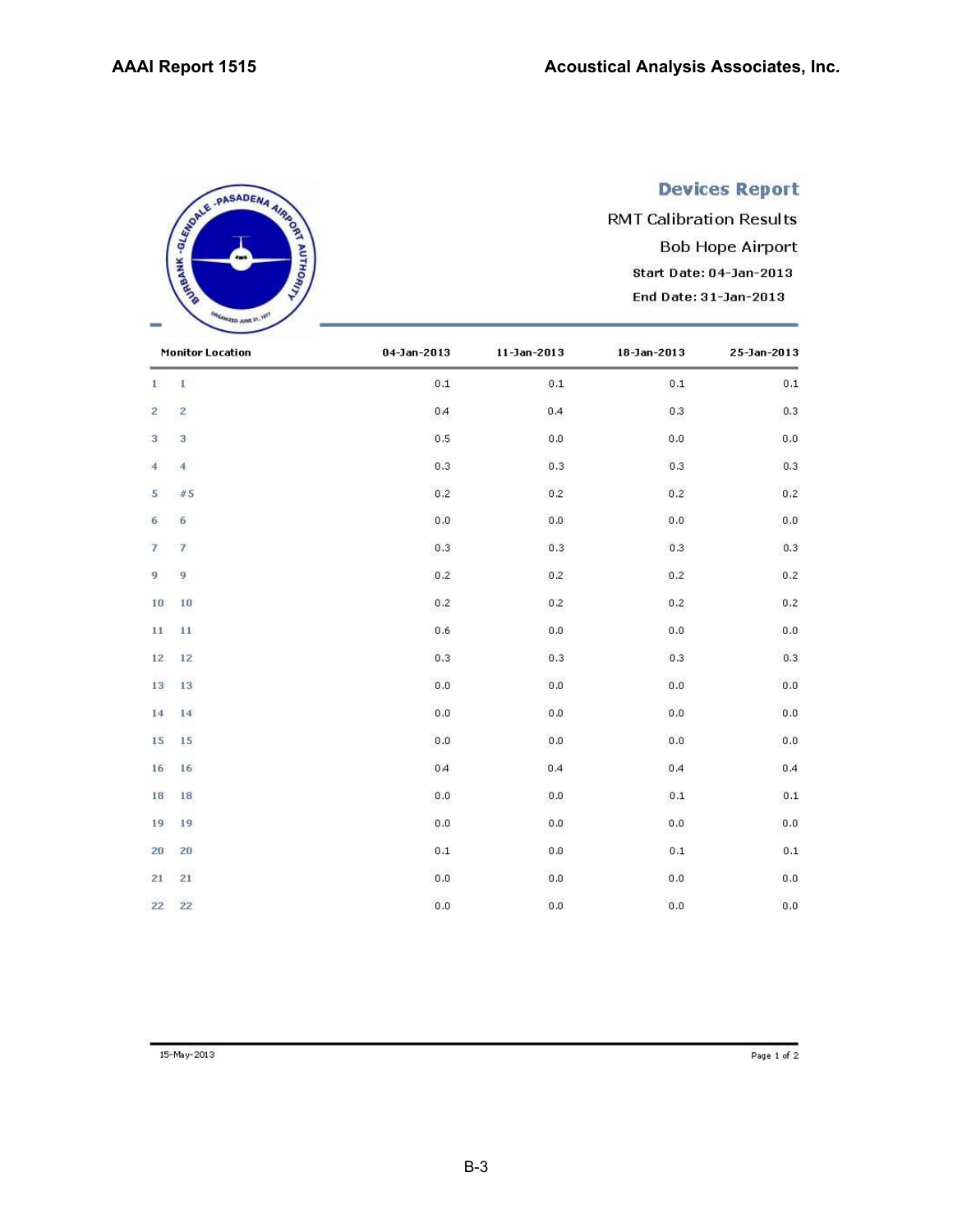# Devices Report

RMT Calibration Results

Bob Hope Airport

Start Date: 04-Jan-2013

End Date: 31-Jan-2013

| | Monitor Location | 04-Jan-2013 | 11-Jan-2013 | 18-Jan-2013 | 25-Jan-2013 |
|---|---|---|---|---|---|
| 1 | 1 | 0.1 | 0.1 | 0.1 | 0.1 |
| 2 | 2 | 0.4 | 0.4 | 0.3 | 0.3 |
| 3 | 3 | 0.5 | 0.0 | 0.0 | 0.0 |
| 4 | 4 | 0.3 | 0.3 | 0.3 | 0.3 |
| 5 | #5 | 0.2 | 0.2 | 0.2 | 0.2 |
| 6 | 6 | 0.0 | 0.0 | 0.0 | 0.0 |
| 7 | 7 | 0.3 | 0.3 | 0.3 | 0.3 |
| 9 | 9 | 0.2 | 0.2 | 0.2 | 0.2 |
| 10 | 10 | 0.2 | 0.2 | 0.2 | 0.2 |
| 11 | 11 | 0.6 | 0.0 | 0.0 | 0.0 |
| 12 | 12 | 0.3 | 0.3 | 0.3 | 0.3 |
| 13 | 13 | 0.0 | 0.0 | 0.0 | 0.0 |
| 14 | 14 | 0.0 | 0.0 | 0.0 | 0.0 |
| 15 | 15 | 0.0 | 0.0 | 0.0 | 0.0 |
| 16 | 16 | 0.4 | 0.4 | 0.4 | 0.4 |
| 18 | 18 | 0.0 | 0.0 | 0.1 | 0.1 |
| 19 | 19 | 0.0 | 0.0 | 0.0 | 0.0 |
| 20 | 20 | 0.1 | 0.0 | 0.1 | 0.1 |
| 21 | 21 | 0.0 | 0.0 | 0.0 | 0.0 |
| 22 | 22 | 0.0 | 0.0 | 0.0 | 0.0 |

15-May-2013